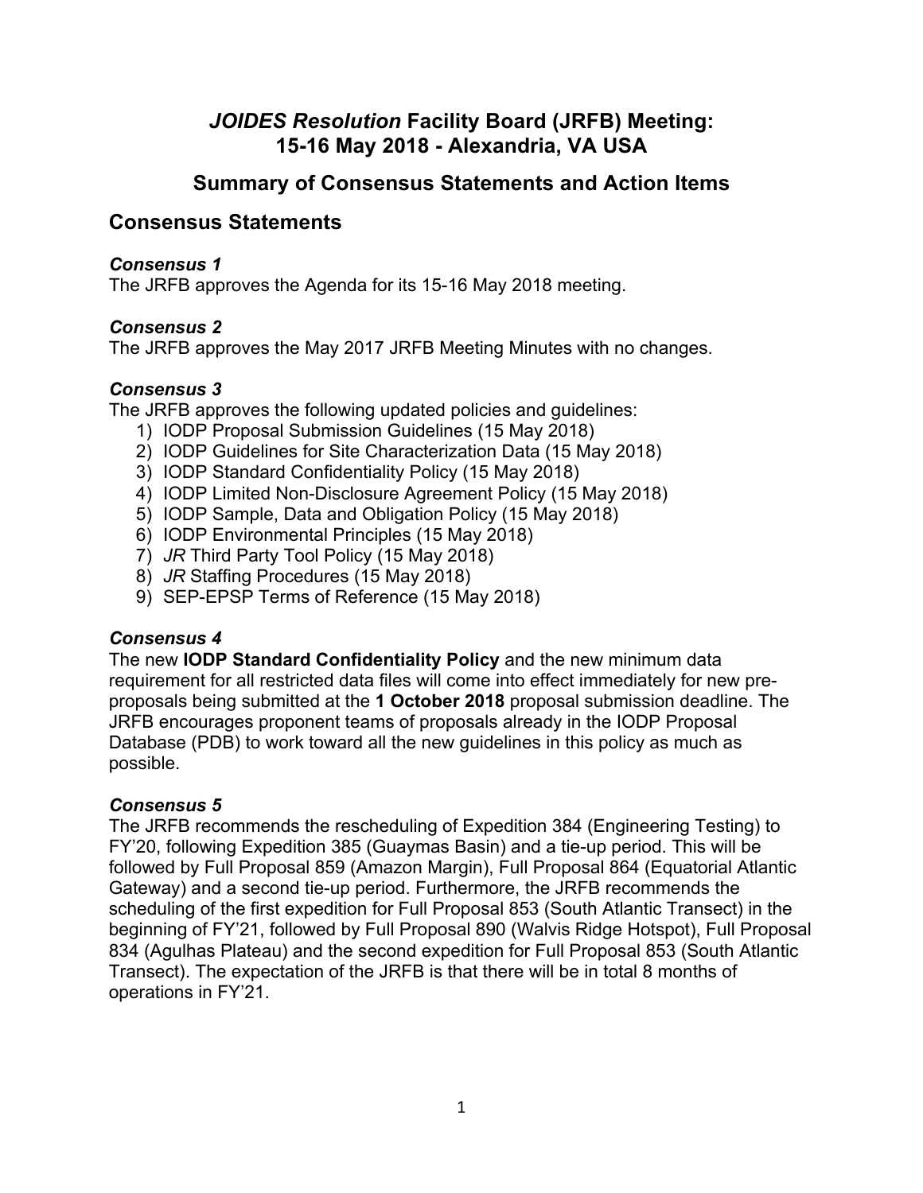# *JOIDES Resolution* Facility Board (JRFB) Meeting: 15-16 May 2018 - Alexandria, VA USA

## Summary of Consensus Statements and Action Items

## Consensus Statements

### *Consensus 1*

The JRFB approves the Agenda for its 15-16 May 2018 meeting.

### *Consensus 2*

The JRFB approves the May 2017 JRFB Meeting Minutes with no changes.

### *Consensus 3*

The JRFB approves the following updated policies and guidelines:

1) IODP Proposal Submission Guidelines (15 May 2018)
2) IODP Guidelines for Site Characterization Data (15 May 2018)
3) IODP Standard Confidentiality Policy (15 May 2018)
4) IODP Limited Non-Disclosure Agreement Policy (15 May 2018)
5) IODP Sample, Data and Obligation Policy (15 May 2018)
6) IODP Environmental Principles (15 May 2018)
7) *JR* Third Party Tool Policy (15 May 2018)
8) *JR* Staffing Procedures (15 May 2018)
9) SEP-EPSP Terms of Reference (15 May 2018)

### *Consensus 4*

The new **IODP Standard Confidentiality Policy** and the new minimum data requirement for all restricted data files will come into effect immediately for new pre-proposals being submitted at the **1 October 2018** proposal submission deadline. The JRFB encourages proponent teams of proposals already in the IODP Proposal Database (PDB) to work toward all the new guidelines in this policy as much as possible.

### *Consensus 5*

The JRFB recommends the rescheduling of Expedition 384 (Engineering Testing) to FY'20, following Expedition 385 (Guaymas Basin) and a tie-up period. This will be followed by Full Proposal 859 (Amazon Margin), Full Proposal 864 (Equatorial Atlantic Gateway) and a second tie-up period. Furthermore, the JRFB recommends the scheduling of the first expedition for Full Proposal 853 (South Atlantic Transect) in the beginning of FY'21, followed by Full Proposal 890 (Walvis Ridge Hotspot), Full Proposal 834 (Agulhas Plateau) and the second expedition for Full Proposal 853 (South Atlantic Transect). The expectation of the JRFB is that there will be in total 8 months of operations in FY'21.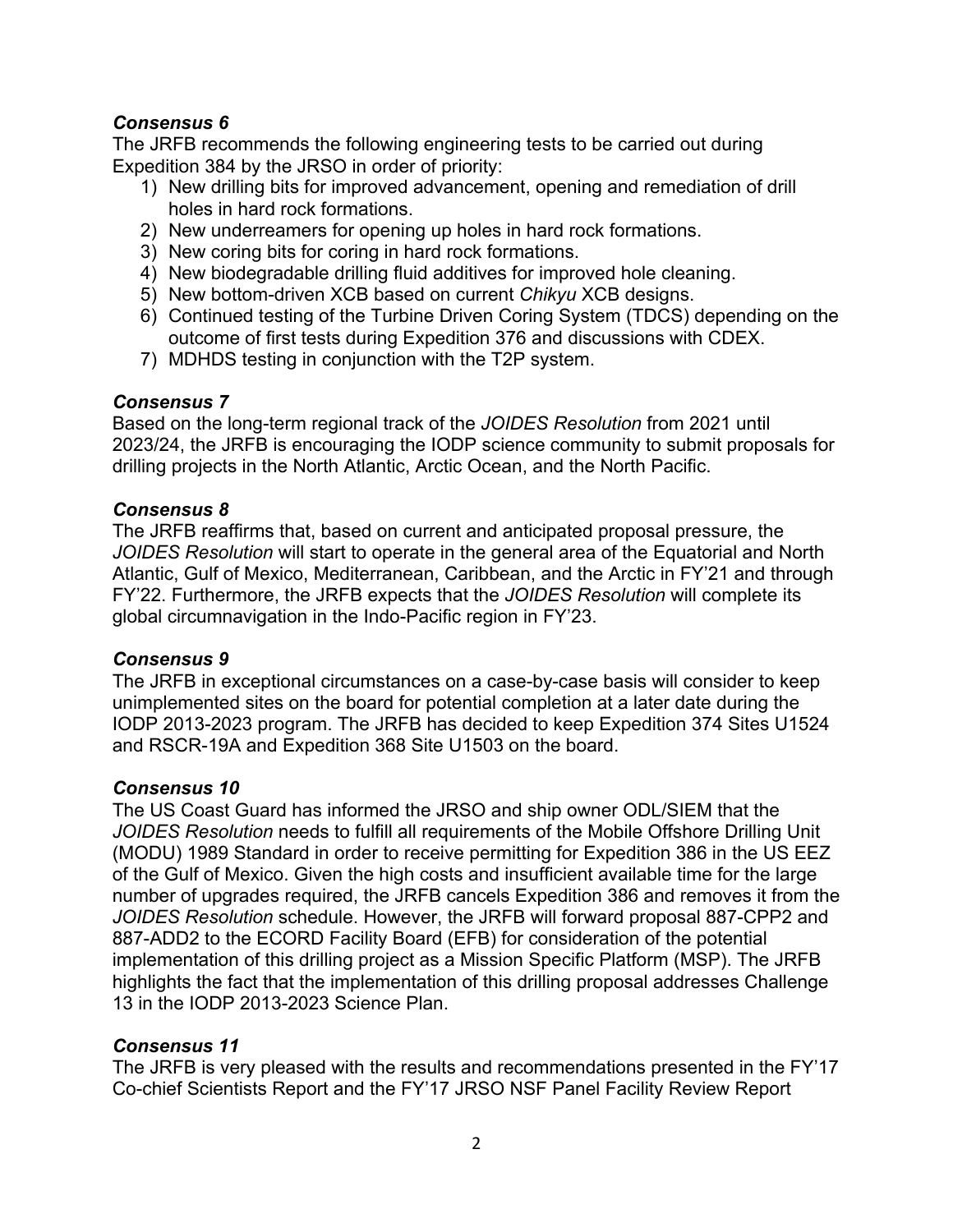### *Consensus 6*

The JRFB recommends the following engineering tests to be carried out during Expedition 384 by the JRSO in order of priority:

1) New drilling bits for improved advancement, opening and remediation of drill holes in hard rock formations.
2) New underreamers for opening up holes in hard rock formations.
3) New coring bits for coring in hard rock formations.
4) New biodegradable drilling fluid additives for improved hole cleaning.
5) New bottom-driven XCB based on current *Chikyu* XCB designs.
6) Continued testing of the Turbine Driven Coring System (TDCS) depending on the outcome of first tests during Expedition 376 and discussions with CDEX.
7) MDHDS testing in conjunction with the T2P system.

### *Consensus 7*

Based on the long-term regional track of the *JOIDES Resolution* from 2021 until 2023/24, the JRFB is encouraging the IODP science community to submit proposals for drilling projects in the North Atlantic, Arctic Ocean, and the North Pacific.

### *Consensus 8*

The JRFB reaffirms that, based on current and anticipated proposal pressure, the *JOIDES Resolution* will start to operate in the general area of the Equatorial and North Atlantic, Gulf of Mexico, Mediterranean, Caribbean, and the Arctic in FY'21 and through FY'22. Furthermore, the JRFB expects that the *JOIDES Resolution* will complete its global circumnavigation in the Indo-Pacific region in FY'23.

### *Consensus 9*

The JRFB in exceptional circumstances on a case-by-case basis will consider to keep unimplemented sites on the board for potential completion at a later date during the IODP 2013-2023 program. The JRFB has decided to keep Expedition 374 Sites U1524 and RSCR-19A and Expedition 368 Site U1503 on the board.

### *Consensus 10*

The US Coast Guard has informed the JRSO and ship owner ODL/SIEM that the *JOIDES Resolution* needs to fulfill all requirements of the Mobile Offshore Drilling Unit (MODU) 1989 Standard in order to receive permitting for Expedition 386 in the US EEZ of the Gulf of Mexico. Given the high costs and insufficient available time for the large number of upgrades required, the JRFB cancels Expedition 386 and removes it from the *JOIDES Resolution* schedule. However, the JRFB will forward proposal 887-CPP2 and 887-ADD2 to the ECORD Facility Board (EFB) for consideration of the potential implementation of this drilling project as a Mission Specific Platform (MSP). The JRFB highlights the fact that the implementation of this drilling proposal addresses Challenge 13 in the IODP 2013-2023 Science Plan.

### *Consensus 11*

The JRFB is very pleased with the results and recommendations presented in the FY'17 Co-chief Scientists Report and the FY'17 JRSO NSF Panel Facility Review Report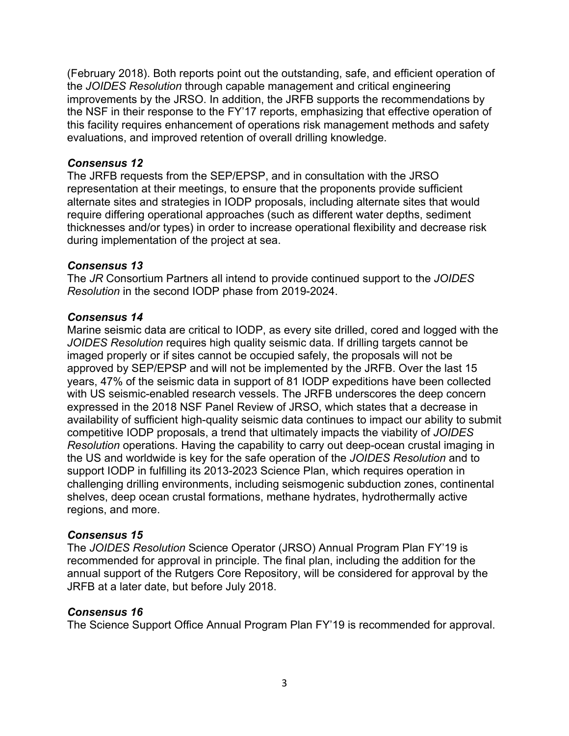(February 2018). Both reports point out the outstanding, safe, and efficient operation of the *JOIDES Resolution* through capable management and critical engineering improvements by the JRSO. In addition, the JRFB supports the recommendations by the NSF in their response to the FY'17 reports, emphasizing that effective operation of this facility requires enhancement of operations risk management methods and safety evaluations, and improved retention of overall drilling knowledge.

***Consensus 12***

The JRFB requests from the SEP/EPSP, and in consultation with the JRSO representation at their meetings, to ensure that the proponents provide sufficient alternate sites and strategies in IODP proposals, including alternate sites that would require differing operational approaches (such as different water depths, sediment thicknesses and/or types) in order to increase operational flexibility and decrease risk during implementation of the project at sea.

***Consensus 13***

The *JR* Consortium Partners all intend to provide continued support to the *JOIDES Resolution* in the second IODP phase from 2019-2024.

***Consensus 14***

Marine seismic data are critical to IODP, as every site drilled, cored and logged with the *JOIDES Resolution* requires high quality seismic data. If drilling targets cannot be imaged properly or if sites cannot be occupied safely, the proposals will not be approved by SEP/EPSP and will not be implemented by the JRFB. Over the last 15 years, 47% of the seismic data in support of 81 IODP expeditions have been collected with US seismic-enabled research vessels. The JRFB underscores the deep concern expressed in the 2018 NSF Panel Review of JRSO, which states that a decrease in availability of sufficient high-quality seismic data continues to impact our ability to submit competitive IODP proposals, a trend that ultimately impacts the viability of *JOIDES Resolution* operations. Having the capability to carry out deep-ocean crustal imaging in the US and worldwide is key for the safe operation of the *JOIDES Resolution* and to support IODP in fulfilling its 2013-2023 Science Plan, which requires operation in challenging drilling environments, including seismogenic subduction zones, continental shelves, deep ocean crustal formations, methane hydrates, hydrothermally active regions, and more.

***Consensus 15***

The *JOIDES Resolution* Science Operator (JRSO) Annual Program Plan FY'19 is recommended for approval in principle. The final plan, including the addition for the annual support of the Rutgers Core Repository, will be considered for approval by the JRFB at a later date, but before July 2018.

***Consensus 16***

The Science Support Office Annual Program Plan FY'19 is recommended for approval.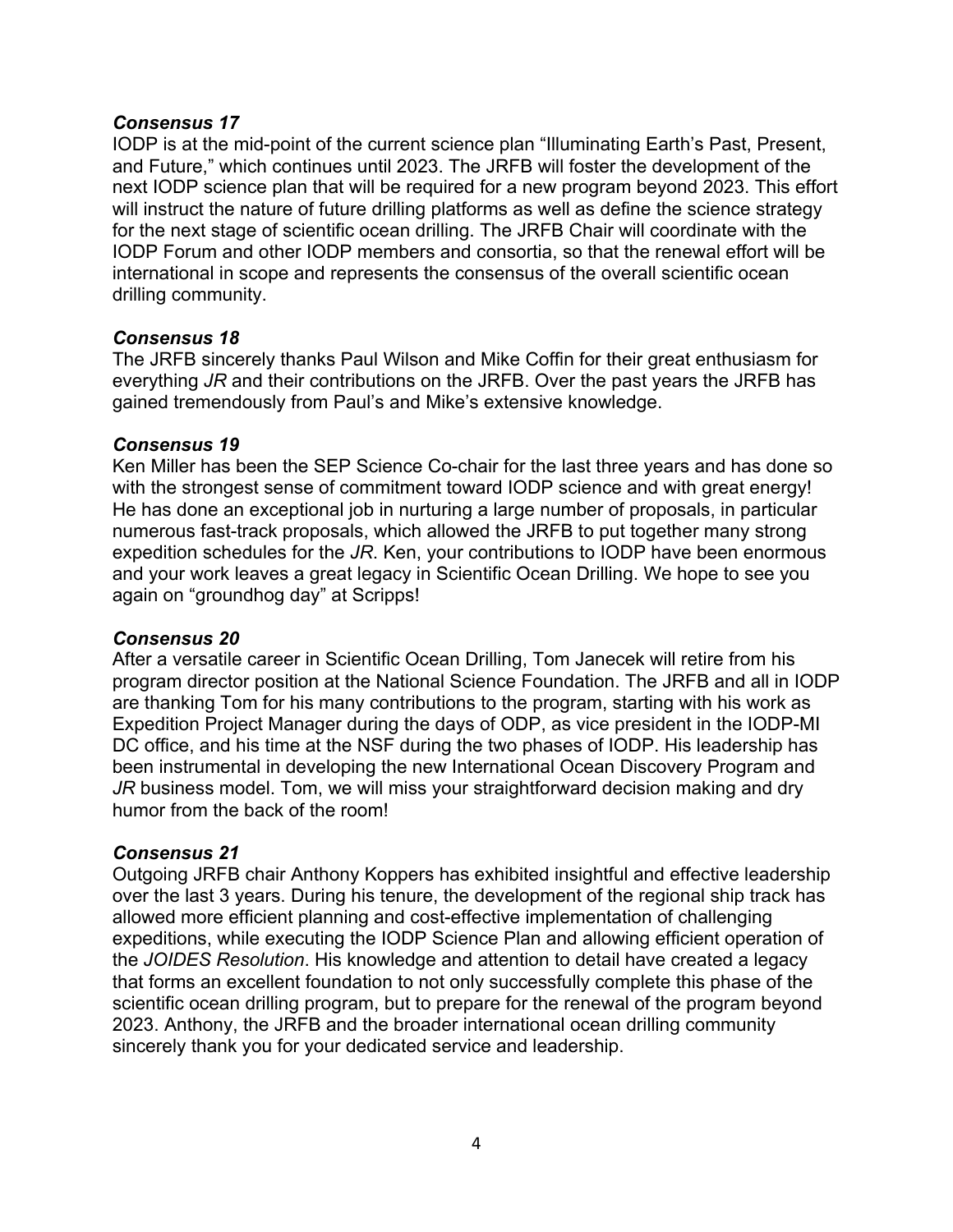***Consensus 17***

IODP is at the mid-point of the current science plan “Illuminating Earth’s Past, Present, and Future,” which continues until 2023. The JRFB will foster the development of the next IODP science plan that will be required for a new program beyond 2023. This effort will instruct the nature of future drilling platforms as well as define the science strategy for the next stage of scientific ocean drilling. The JRFB Chair will coordinate with the IODP Forum and other IODP members and consortia, so that the renewal effort will be international in scope and represents the consensus of the overall scientific ocean drilling community.

***Consensus 18***

The JRFB sincerely thanks Paul Wilson and Mike Coffin for their great enthusiasm for everything *JR* and their contributions on the JRFB. Over the past years the JRFB has gained tremendously from Paul’s and Mike’s extensive knowledge.

***Consensus 19***

Ken Miller has been the SEP Science Co-chair for the last three years and has done so with the strongest sense of commitment toward IODP science and with great energy! He has done an exceptional job in nurturing a large number of proposals, in particular numerous fast-track proposals, which allowed the JRFB to put together many strong expedition schedules for the *JR*. Ken, your contributions to IODP have been enormous and your work leaves a great legacy in Scientific Ocean Drilling. We hope to see you again on “groundhog day” at Scripps!

***Consensus 20***

After a versatile career in Scientific Ocean Drilling, Tom Janecek will retire from his program director position at the National Science Foundation. The JRFB and all in IODP are thanking Tom for his many contributions to the program, starting with his work as Expedition Project Manager during the days of ODP, as vice president in the IODP-MI DC office, and his time at the NSF during the two phases of IODP. His leadership has been instrumental in developing the new International Ocean Discovery Program and *JR* business model. Tom, we will miss your straightforward decision making and dry humor from the back of the room!

***Consensus 21***

Outgoing JRFB chair Anthony Koppers has exhibited insightful and effective leadership over the last 3 years. During his tenure, the development of the regional ship track has allowed more efficient planning and cost-effective implementation of challenging expeditions, while executing the IODP Science Plan and allowing efficient operation of the *JOIDES Resolution*. His knowledge and attention to detail have created a legacy that forms an excellent foundation to not only successfully complete this phase of the scientific ocean drilling program, but to prepare for the renewal of the program beyond 2023. Anthony, the JRFB and the broader international ocean drilling community sincerely thank you for your dedicated service and leadership.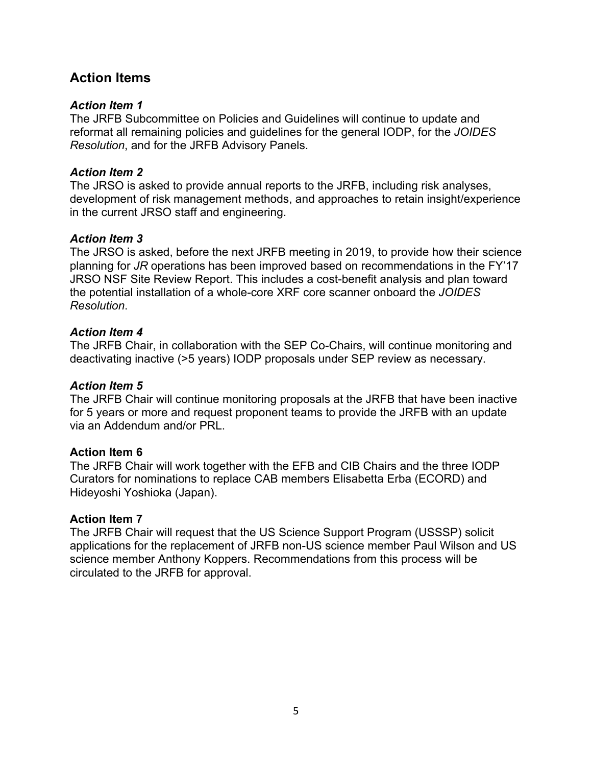## Action Items

### *Action Item 1*

The JRFB Subcommittee on Policies and Guidelines will continue to update and reformat all remaining policies and guidelines for the general IODP, for the *JOIDES Resolution*, and for the JRFB Advisory Panels.

### *Action Item 2*

The JRSO is asked to provide annual reports to the JRFB, including risk analyses, development of risk management methods, and approaches to retain insight/experience in the current JRSO staff and engineering.

### *Action Item 3*

The JRSO is asked, before the next JRFB meeting in 2019, to provide how their science planning for *JR* operations has been improved based on recommendations in the FY'17 JRSO NSF Site Review Report. This includes a cost-benefit analysis and plan toward the potential installation of a whole-core XRF core scanner onboard the *JOIDES Resolution*.

### *Action Item 4*

The JRFB Chair, in collaboration with the SEP Co-Chairs, will continue monitoring and deactivating inactive (>5 years) IODP proposals under SEP review as necessary.

### *Action Item 5*

The JRFB Chair will continue monitoring proposals at the JRFB that have been inactive for 5 years or more and request proponent teams to provide the JRFB with an update via an Addendum and/or PRL.

### Action Item 6

The JRFB Chair will work together with the EFB and CIB Chairs and the three IODP Curators for nominations to replace CAB members Elisabetta Erba (ECORD) and Hideyoshi Yoshioka (Japan).

### Action Item 7

The JRFB Chair will request that the US Science Support Program (USSSP) solicit applications for the replacement of JRFB non-US science member Paul Wilson and US science member Anthony Koppers. Recommendations from this process will be circulated to the JRFB for approval.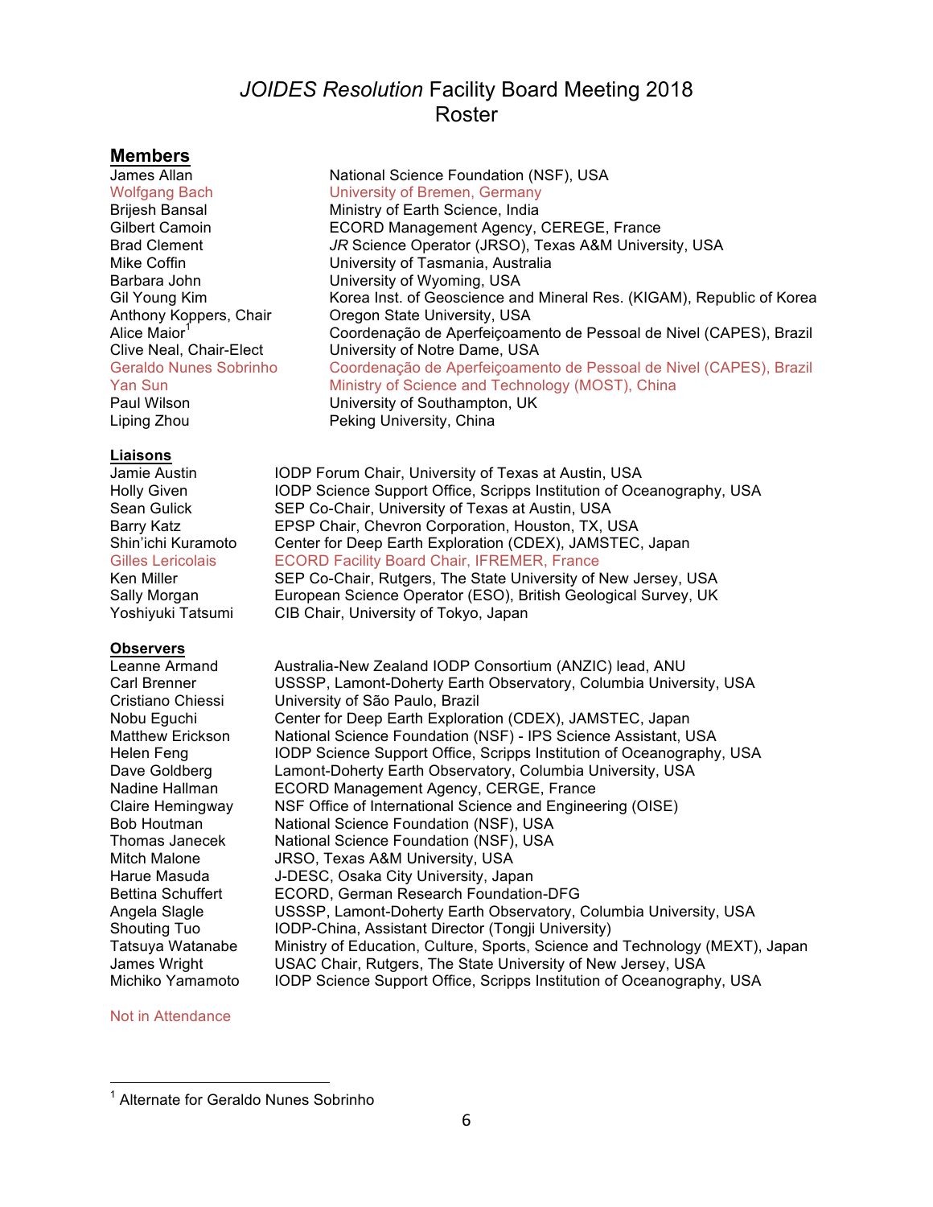# *JOIDES Resolution* Facility Board Meeting 2018
# Roster

## Members

| | |
|---|---|
| James Allan | National Science Foundation (NSF), USA |
| Wolfgang Bach | University of Bremen, Germany |
| Brijesh Bansal | Ministry of Earth Science, India |
| Gilbert Camoin | ECORD Management Agency, CEREGE, France |
| Brad Clement | *JR* Science Operator (JRSO), Texas A&M University, USA |
| Mike Coffin | University of Tasmania, Australia |
| Barbara John | University of Wyoming, USA |
| Gil Young Kim | Korea Inst. of Geoscience and Mineral Res. (KIGAM), Republic of Korea |
| Anthony Koppers, Chair | Oregon State University, USA |
| Alice Maior[1] | Coordenação de Aperfeiçoamento de Pessoal de Nivel (CAPES), Brazil |
| Clive Neal, Chair-Elect | University of Notre Dame, USA |
| Geraldo Nunes Sobrinho | Coordenação de Aperfeiçoamento de Pessoal de Nivel (CAPES), Brazil |
| Yan Sun | Ministry of Science and Technology (MOST), China |
| Paul Wilson | University of Southampton, UK |
| Liping Zhou | Peking University, China |

## Liaisons

| | |
|---|---|
| Jamie Austin | IODP Forum Chair, University of Texas at Austin, USA |
| Holly Given | IODP Science Support Office, Scripps Institution of Oceanography, USA |
| Sean Gulick | SEP Co-Chair, University of Texas at Austin, USA |
| Barry Katz | EPSP Chair, Chevron Corporation, Houston, TX, USA |
| Shin'ichi Kuramoto | Center for Deep Earth Exploration (CDEX), JAMSTEC, Japan |
| Gilles Lericolais | ECORD Facility Board Chair, IFREMER, France |
| Ken Miller | SEP Co-Chair, Rutgers, The State University of New Jersey, USA |
| Sally Morgan | European Science Operator (ESO), British Geological Survey, UK |
| Yoshiyuki Tatsumi | CIB Chair, University of Tokyo, Japan |

## Observers

| | |
|---|---|
| Leanne Armand | Australia-New Zealand IODP Consortium (ANZIC) lead, ANU |
| Carl Brenner | USSSP, Lamont-Doherty Earth Observatory, Columbia University, USA |
| Cristiano Chiessi | University of São Paulo, Brazil |
| Nobu Eguchi | Center for Deep Earth Exploration (CDEX), JAMSTEC, Japan |
| Matthew Erickson | National Science Foundation (NSF) - IPS Science Assistant, USA |
| Helen Feng | IODP Science Support Office, Scripps Institution of Oceanography, USA |
| Dave Goldberg | Lamont-Doherty Earth Observatory, Columbia University, USA |
| Nadine Hallman | ECORD Management Agency, CERGE, France |
| Claire Hemingway | NSF Office of International Science and Engineering (OISE) |
| Bob Houtman | National Science Foundation (NSF), USA |
| Thomas Janecek | National Science Foundation (NSF), USA |
| Mitch Malone | JRSO, Texas A&M University, USA |
| Harue Masuda | J-DESC, Osaka City University, Japan |
| Bettina Schuffert | ECORD, German Research Foundation-DFG |
| Angela Slagle | USSSP, Lamont-Doherty Earth Observatory, Columbia University, USA |
| Shouting Tuo | IODP-China, Assistant Director (Tongji University) |
| Tatsuya Watanabe | Ministry of Education, Culture, Sports, Science and Technology (MEXT), Japan |
| James Wright | USAC Chair, Rutgers, The State University of New Jersey, USA |
| Michiko Yamamoto | IODP Science Support Office, Scripps Institution of Oceanography, USA |

Not in Attendance (Wolfgang Bach, Geraldo Nunes Sobrinho, Yan Sun, Gilles Lericolais)

---

[1] Alternate for Geraldo Nunes Sobrinho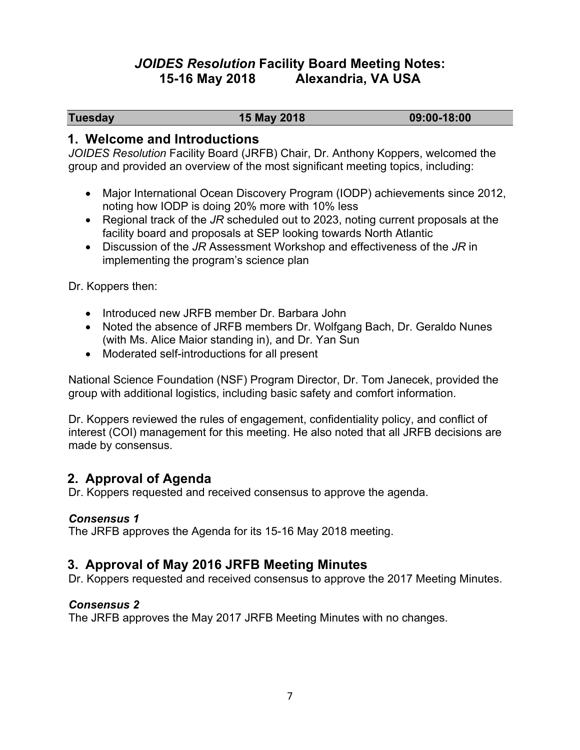# *JOIDES Resolution* Facility Board Meeting Notes: 15-16 May 2018 Alexandria, VA USA

| Tuesday | 15 May 2018 | 09:00-18:00 |
| --- | --- | --- |

## 1. Welcome and Introductions

*JOIDES Resolution* Facility Board (JRFB) Chair, Dr. Anthony Koppers, welcomed the group and provided an overview of the most significant meeting topics, including:

- Major International Ocean Discovery Program (IODP) achievements since 2012, noting how IODP is doing 20% more with 10% less
- Regional track of the *JR* scheduled out to 2023, noting current proposals at the facility board and proposals at SEP looking towards North Atlantic
- Discussion of the *JR* Assessment Workshop and effectiveness of the *JR* in implementing the program's science plan

Dr. Koppers then:

- Introduced new JRFB member Dr. Barbara John
- Noted the absence of JRFB members Dr. Wolfgang Bach, Dr. Geraldo Nunes (with Ms. Alice Maior standing in), and Dr. Yan Sun
- Moderated self-introductions for all present

National Science Foundation (NSF) Program Director, Dr. Tom Janecek, provided the group with additional logistics, including basic safety and comfort information.

Dr. Koppers reviewed the rules of engagement, confidentiality policy, and conflict of interest (COI) management for this meeting. He also noted that all JRFB decisions are made by consensus.

## 2. Approval of Agenda

Dr. Koppers requested and received consensus to approve the agenda.

***Consensus 1***
The JRFB approves the Agenda for its 15-16 May 2018 meeting.

## 3. Approval of May 2016 JRFB Meeting Minutes

Dr. Koppers requested and received consensus to approve the 2017 Meeting Minutes.

***Consensus 2***
The JRFB approves the May 2017 JRFB Meeting Minutes with no changes.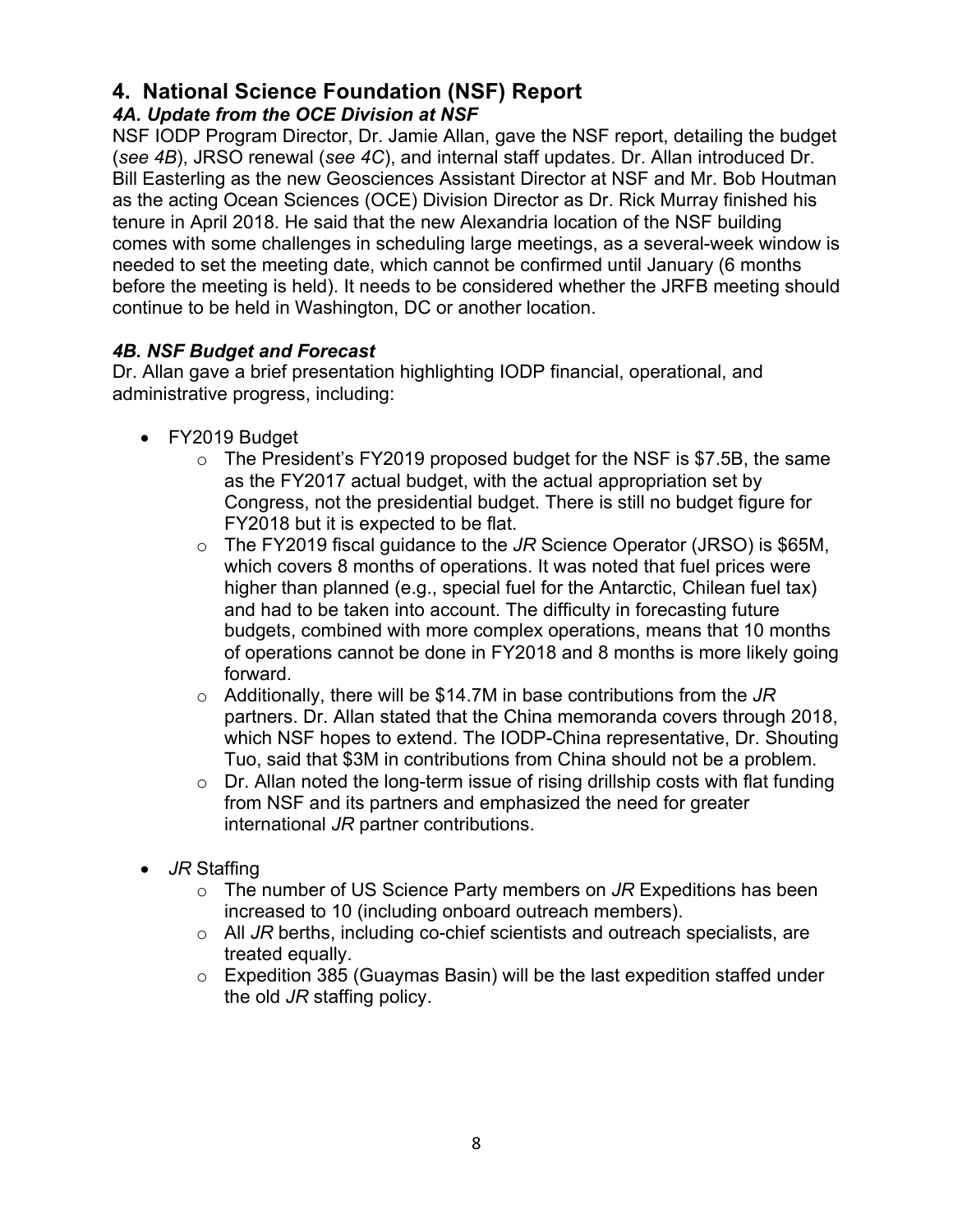## 4. National Science Foundation (NSF) Report

### *4A. Update from the OCE Division at NSF*

NSF IODP Program Director, Dr. Jamie Allan, gave the NSF report, detailing the budget (*see 4B*), JRSO renewal (*see 4C*), and internal staff updates. Dr. Allan introduced Dr. Bill Easterling as the new Geosciences Assistant Director at NSF and Mr. Bob Houtman as the acting Ocean Sciences (OCE) Division Director as Dr. Rick Murray finished his tenure in April 2018. He said that the new Alexandria location of the NSF building comes with some challenges in scheduling large meetings, as a several-week window is needed to set the meeting date, which cannot be confirmed until January (6 months before the meeting is held). It needs to be considered whether the JRFB meeting should continue to be held in Washington, DC or another location.

### *4B. NSF Budget and Forecast*

Dr. Allan gave a brief presentation highlighting IODP financial, operational, and administrative progress, including:

- FY2019 Budget
  - The President's FY2019 proposed budget for the NSF is $7.5B, the same as the FY2017 actual budget, with the actual appropriation set by Congress, not the presidential budget. There is still no budget figure for FY2018 but it is expected to be flat.
  - The FY2019 fiscal guidance to the *JR* Science Operator (JRSO) is $65M, which covers 8 months of operations. It was noted that fuel prices were higher than planned (e.g., special fuel for the Antarctic, Chilean fuel tax) and had to be taken into account. The difficulty in forecasting future budgets, combined with more complex operations, means that 10 months of operations cannot be done in FY2018 and 8 months is more likely going forward.
  - Additionally, there will be $14.7M in base contributions from the *JR* partners. Dr. Allan stated that the China memoranda covers through 2018, which NSF hopes to extend. The IODP-China representative, Dr. Shouting Tuo, said that $3M in contributions from China should not be a problem.
  - Dr. Allan noted the long-term issue of rising drillship costs with flat funding from NSF and its partners and emphasized the need for greater international *JR* partner contributions.
- *JR* Staffing
  - The number of US Science Party members on *JR* Expeditions has been increased to 10 (including onboard outreach members).
  - All *JR* berths, including co-chief scientists and outreach specialists, are treated equally.
  - Expedition 385 (Guaymas Basin) will be the last expedition staffed under the old *JR* staffing policy.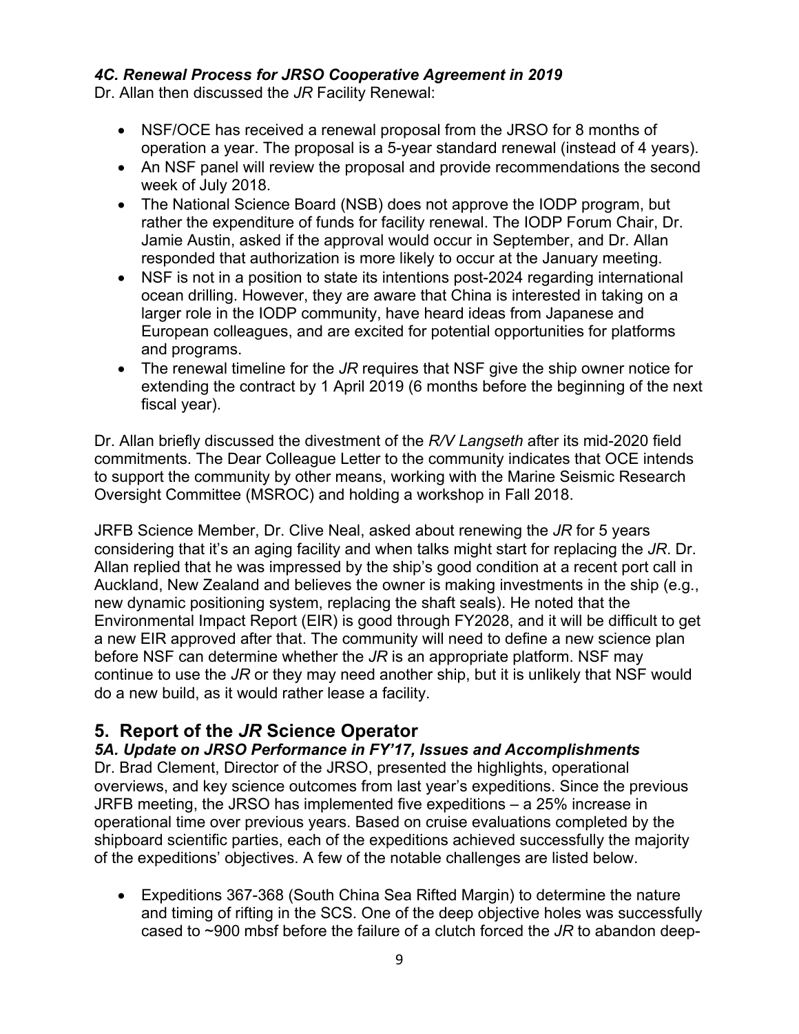### *4C. Renewal Process for JRSO Cooperative Agreement in 2019*

Dr. Allan then discussed the *JR* Facility Renewal:

- NSF/OCE has received a renewal proposal from the JRSO for 8 months of operation a year. The proposal is a 5-year standard renewal (instead of 4 years).
- An NSF panel will review the proposal and provide recommendations the second week of July 2018.
- The National Science Board (NSB) does not approve the IODP program, but rather the expenditure of funds for facility renewal. The IODP Forum Chair, Dr. Jamie Austin, asked if the approval would occur in September, and Dr. Allan responded that authorization is more likely to occur at the January meeting.
- NSF is not in a position to state its intentions post-2024 regarding international ocean drilling. However, they are aware that China is interested in taking on a larger role in the IODP community, have heard ideas from Japanese and European colleagues, and are excited for potential opportunities for platforms and programs.
- The renewal timeline for the *JR* requires that NSF give the ship owner notice for extending the contract by 1 April 2019 (6 months before the beginning of the next fiscal year).

Dr. Allan briefly discussed the divestment of the *R/V Langseth* after its mid-2020 field commitments. The Dear Colleague Letter to the community indicates that OCE intends to support the community by other means, working with the Marine Seismic Research Oversight Committee (MSROC) and holding a workshop in Fall 2018.

JRFB Science Member, Dr. Clive Neal, asked about renewing the *JR* for 5 years considering that it's an aging facility and when talks might start for replacing the *JR*. Dr. Allan replied that he was impressed by the ship's good condition at a recent port call in Auckland, New Zealand and believes the owner is making investments in the ship (e.g., new dynamic positioning system, replacing the shaft seals). He noted that the Environmental Impact Report (EIR) is good through FY2028, and it will be difficult to get a new EIR approved after that. The community will need to define a new science plan before NSF can determine whether the *JR* is an appropriate platform. NSF may continue to use the *JR* or they may need another ship, but it is unlikely that NSF would do a new build, as it would rather lease a facility.

## 5. Report of the *JR* Science Operator

### *5A. Update on JRSO Performance in FY'17, Issues and Accomplishments*

Dr. Brad Clement, Director of the JRSO, presented the highlights, operational overviews, and key science outcomes from last year's expeditions. Since the previous JRFB meeting, the JRSO has implemented five expeditions – a 25% increase in operational time over previous years. Based on cruise evaluations completed by the shipboard scientific parties, each of the expeditions achieved successfully the majority of the expeditions' objectives. A few of the notable challenges are listed below.

- Expeditions 367-368 (South China Sea Rifted Margin) to determine the nature and timing of rifting in the SCS. One of the deep objective holes was successfully cased to ~900 mbsf before the failure of a clutch forced the *JR* to abandon deep-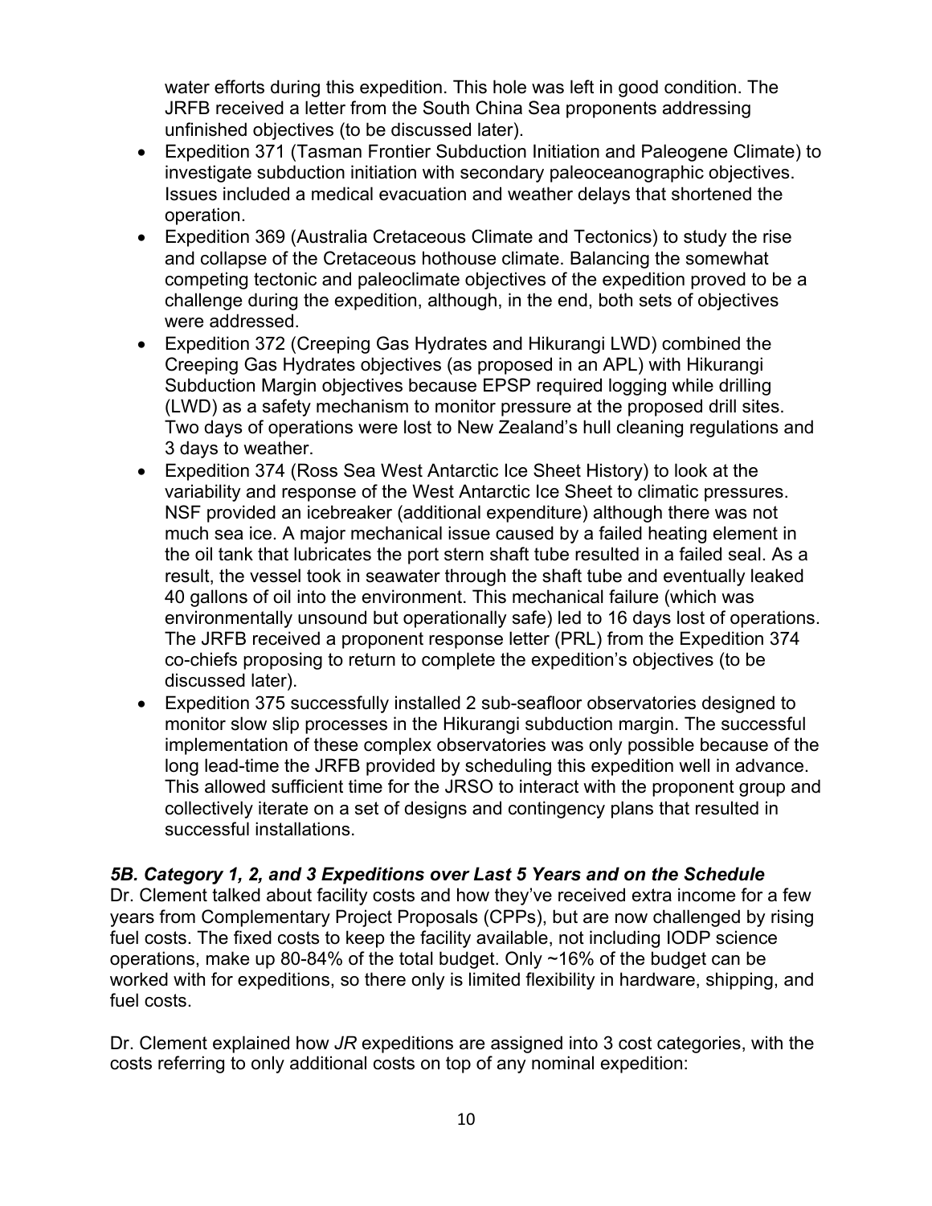water efforts during this expedition. This hole was left in good condition. The JRFB received a letter from the South China Sea proponents addressing unfinished objectives (to be discussed later).

- Expedition 371 (Tasman Frontier Subduction Initiation and Paleogene Climate) to investigate subduction initiation with secondary paleoceanographic objectives. Issues included a medical evacuation and weather delays that shortened the operation.
- Expedition 369 (Australia Cretaceous Climate and Tectonics) to study the rise and collapse of the Cretaceous hothouse climate. Balancing the somewhat competing tectonic and paleoclimate objectives of the expedition proved to be a challenge during the expedition, although, in the end, both sets of objectives were addressed.
- Expedition 372 (Creeping Gas Hydrates and Hikurangi LWD) combined the Creeping Gas Hydrates objectives (as proposed in an APL) with Hikurangi Subduction Margin objectives because EPSP required logging while drilling (LWD) as a safety mechanism to monitor pressure at the proposed drill sites. Two days of operations were lost to New Zealand's hull cleaning regulations and 3 days to weather.
- Expedition 374 (Ross Sea West Antarctic Ice Sheet History) to look at the variability and response of the West Antarctic Ice Sheet to climatic pressures. NSF provided an icebreaker (additional expenditure) although there was not much sea ice. A major mechanical issue caused by a failed heating element in the oil tank that lubricates the port stern shaft tube resulted in a failed seal. As a result, the vessel took in seawater through the shaft tube and eventually leaked 40 gallons of oil into the environment. This mechanical failure (which was environmentally unsound but operationally safe) led to 16 days lost of operations. The JRFB received a proponent response letter (PRL) from the Expedition 374 co-chiefs proposing to return to complete the expedition's objectives (to be discussed later).
- Expedition 375 successfully installed 2 sub-seafloor observatories designed to monitor slow slip processes in the Hikurangi subduction margin. The successful implementation of these complex observatories was only possible because of the long lead-time the JRFB provided by scheduling this expedition well in advance. This allowed sufficient time for the JRSO to interact with the proponent group and collectively iterate on a set of designs and contingency plans that resulted in successful installations.

### *5B. Category 1, 2, and 3 Expeditions over Last 5 Years and on the Schedule*

Dr. Clement talked about facility costs and how they've received extra income for a few years from Complementary Project Proposals (CPPs), but are now challenged by rising fuel costs. The fixed costs to keep the facility available, not including IODP science operations, make up 80-84% of the total budget. Only ~16% of the budget can be worked with for expeditions, so there only is limited flexibility in hardware, shipping, and fuel costs.

Dr. Clement explained how *JR* expeditions are assigned into 3 cost categories, with the costs referring to only additional costs on top of any nominal expedition: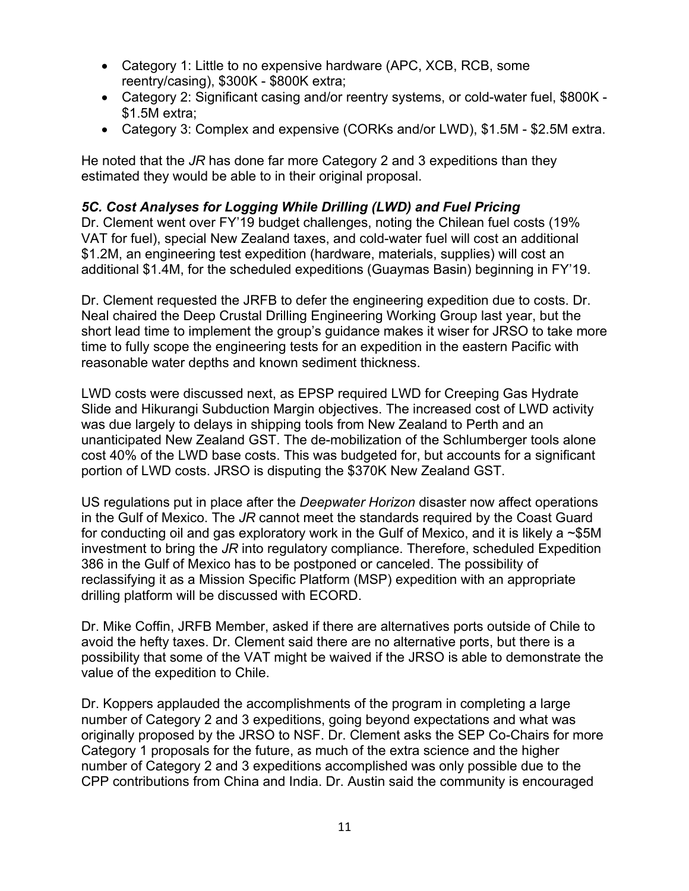- Category 1: Little to no expensive hardware (APC, XCB, RCB, some reentry/casing), \$300K - \$800K extra;
- Category 2: Significant casing and/or reentry systems, or cold-water fuel, \$800K - \$1.5M extra;
- Category 3: Complex and expensive (CORKs and/or LWD), \$1.5M - \$2.5M extra.

He noted that the *JR* has done far more Category 2 and 3 expeditions than they estimated they would be able to in their original proposal.

### *5C. Cost Analyses for Logging While Drilling (LWD) and Fuel Pricing*

Dr. Clement went over FY'19 budget challenges, noting the Chilean fuel costs (19% VAT for fuel), special New Zealand taxes, and cold-water fuel will cost an additional \$1.2M, an engineering test expedition (hardware, materials, supplies) will cost an additional \$1.4M, for the scheduled expeditions (Guaymas Basin) beginning in FY'19.

Dr. Clement requested the JRFB to defer the engineering expedition due to costs. Dr. Neal chaired the Deep Crustal Drilling Engineering Working Group last year, but the short lead time to implement the group's guidance makes it wiser for JRSO to take more time to fully scope the engineering tests for an expedition in the eastern Pacific with reasonable water depths and known sediment thickness.

LWD costs were discussed next, as EPSP required LWD for Creeping Gas Hydrate Slide and Hikurangi Subduction Margin objectives. The increased cost of LWD activity was due largely to delays in shipping tools from New Zealand to Perth and an unanticipated New Zealand GST. The de-mobilization of the Schlumberger tools alone cost 40% of the LWD base costs. This was budgeted for, but accounts for a significant portion of LWD costs. JRSO is disputing the \$370K New Zealand GST.

US regulations put in place after the *Deepwater Horizon* disaster now affect operations in the Gulf of Mexico. The *JR* cannot meet the standards required by the Coast Guard for conducting oil and gas exploratory work in the Gulf of Mexico, and it is likely a ~\$5M investment to bring the *JR* into regulatory compliance. Therefore, scheduled Expedition 386 in the Gulf of Mexico has to be postponed or canceled. The possibility of reclassifying it as a Mission Specific Platform (MSP) expedition with an appropriate drilling platform will be discussed with ECORD.

Dr. Mike Coffin, JRFB Member, asked if there are alternatives ports outside of Chile to avoid the hefty taxes. Dr. Clement said there are no alternative ports, but there is a possibility that some of the VAT might be waived if the JRSO is able to demonstrate the value of the expedition to Chile.

Dr. Koppers applauded the accomplishments of the program in completing a large number of Category 2 and 3 expeditions, going beyond expectations and what was originally proposed by the JRSO to NSF. Dr. Clement asks the SEP Co-Chairs for more Category 1 proposals for the future, as much of the extra science and the higher number of Category 2 and 3 expeditions accomplished was only possible due to the CPP contributions from China and India. Dr. Austin said the community is encouraged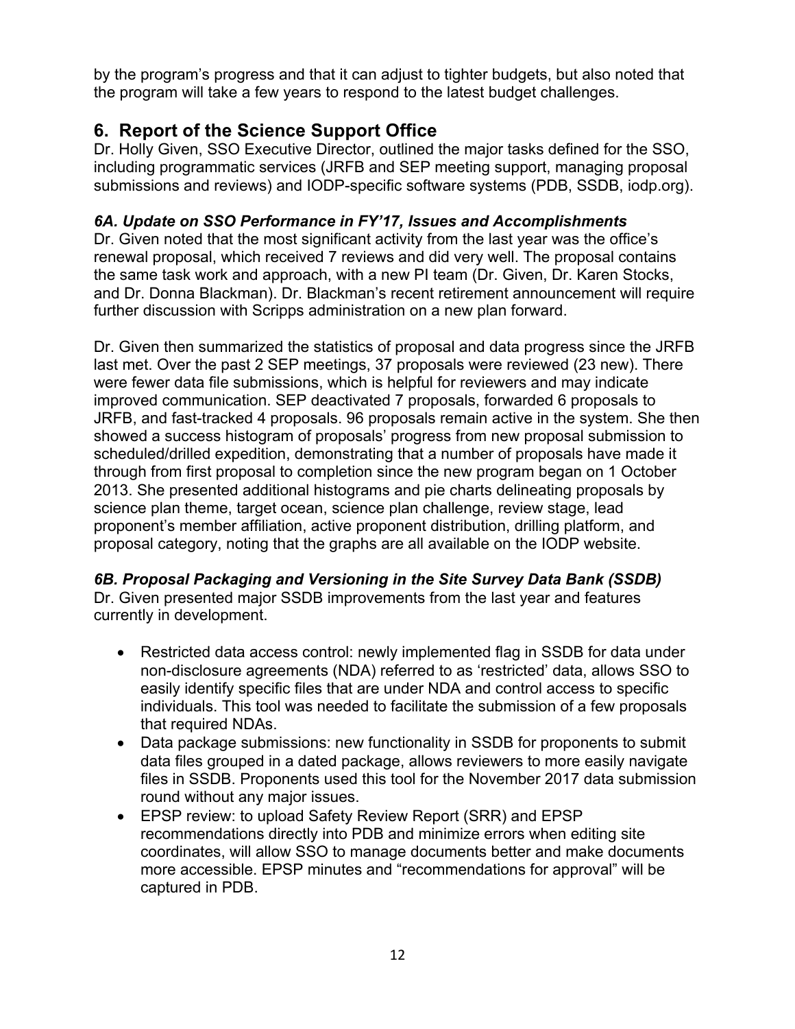by the program's progress and that it can adjust to tighter budgets, but also noted that the program will take a few years to respond to the latest budget challenges.

## 6. Report of the Science Support Office

Dr. Holly Given, SSO Executive Director, outlined the major tasks defined for the SSO, including programmatic services (JRFB and SEP meeting support, managing proposal submissions and reviews) and IODP-specific software systems (PDB, SSDB, iodp.org).

### *6A. Update on SSO Performance in FY'17, Issues and Accomplishments*

Dr. Given noted that the most significant activity from the last year was the office's renewal proposal, which received 7 reviews and did very well. The proposal contains the same task work and approach, with a new PI team (Dr. Given, Dr. Karen Stocks, and Dr. Donna Blackman). Dr. Blackman's recent retirement announcement will require further discussion with Scripps administration on a new plan forward.

Dr. Given then summarized the statistics of proposal and data progress since the JRFB last met. Over the past 2 SEP meetings, 37 proposals were reviewed (23 new). There were fewer data file submissions, which is helpful for reviewers and may indicate improved communication. SEP deactivated 7 proposals, forwarded 6 proposals to JRFB, and fast-tracked 4 proposals. 96 proposals remain active in the system. She then showed a success histogram of proposals' progress from new proposal submission to scheduled/drilled expedition, demonstrating that a number of proposals have made it through from first proposal to completion since the new program began on 1 October 2013. She presented additional histograms and pie charts delineating proposals by science plan theme, target ocean, science plan challenge, review stage, lead proponent's member affiliation, active proponent distribution, drilling platform, and proposal category, noting that the graphs are all available on the IODP website.

### *6B. Proposal Packaging and Versioning in the Site Survey Data Bank (SSDB)*

Dr. Given presented major SSDB improvements from the last year and features currently in development.

- Restricted data access control: newly implemented flag in SSDB for data under non-disclosure agreements (NDA) referred to as 'restricted' data, allows SSO to easily identify specific files that are under NDA and control access to specific individuals. This tool was needed to facilitate the submission of a few proposals that required NDAs.
- Data package submissions: new functionality in SSDB for proponents to submit data files grouped in a dated package, allows reviewers to more easily navigate files in SSDB. Proponents used this tool for the November 2017 data submission round without any major issues.
- EPSP review: to upload Safety Review Report (SRR) and EPSP recommendations directly into PDB and minimize errors when editing site coordinates, will allow SSO to manage documents better and make documents more accessible. EPSP minutes and "recommendations for approval" will be captured in PDB.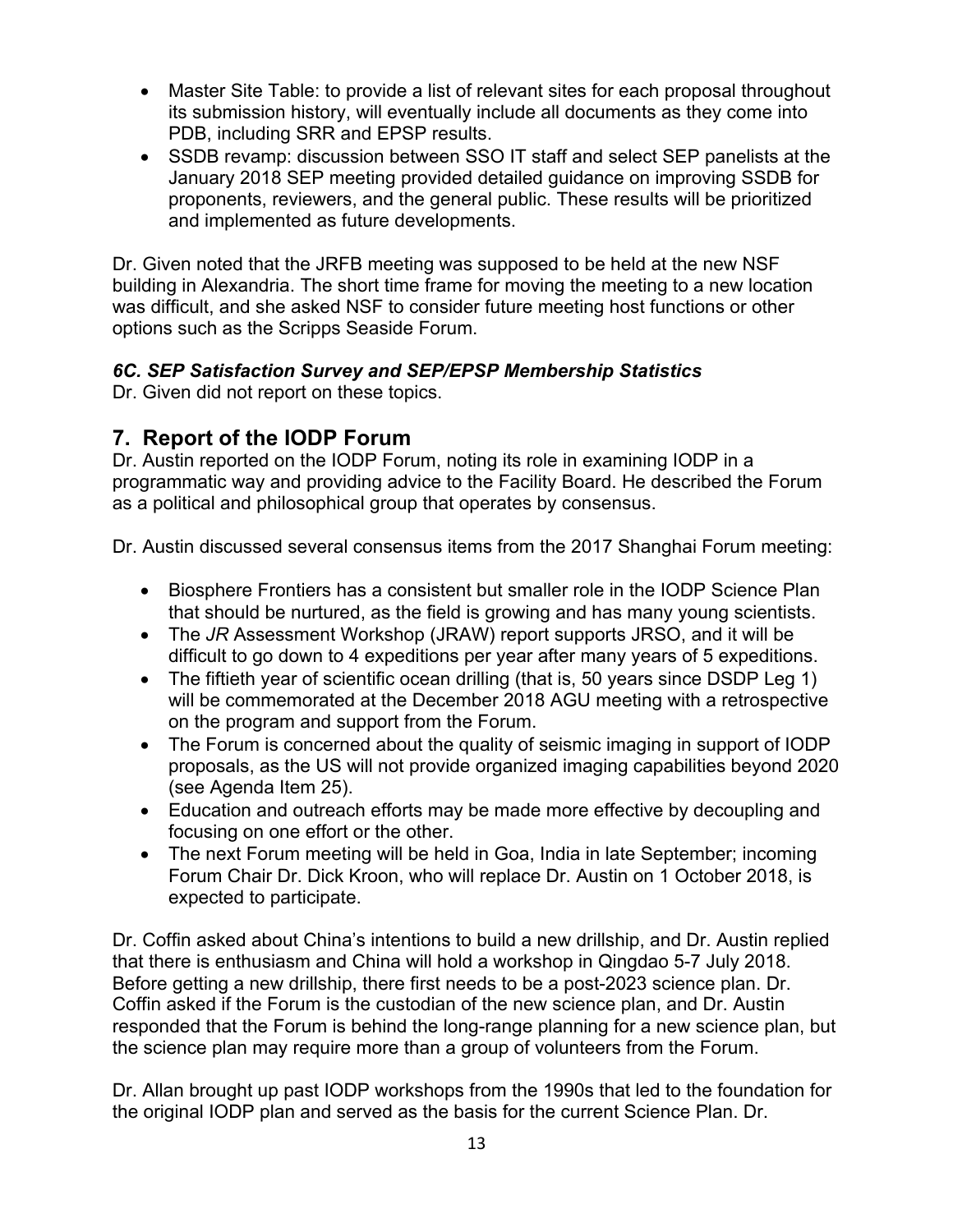- Master Site Table: to provide a list of relevant sites for each proposal throughout its submission history, will eventually include all documents as they come into PDB, including SRR and EPSP results.
- SSDB revamp: discussion between SSO IT staff and select SEP panelists at the January 2018 SEP meeting provided detailed guidance on improving SSDB for proponents, reviewers, and the general public. These results will be prioritized and implemented as future developments.

Dr. Given noted that the JRFB meeting was supposed to be held at the new NSF building in Alexandria. The short time frame for moving the meeting to a new location was difficult, and she asked NSF to consider future meeting host functions or other options such as the Scripps Seaside Forum.

### *6C. SEP Satisfaction Survey and SEP/EPSP Membership Statistics*

Dr. Given did not report on these topics.

## 7. Report of the IODP Forum

Dr. Austin reported on the IODP Forum, noting its role in examining IODP in a programmatic way and providing advice to the Facility Board. He described the Forum as a political and philosophical group that operates by consensus.

Dr. Austin discussed several consensus items from the 2017 Shanghai Forum meeting:

- Biosphere Frontiers has a consistent but smaller role in the IODP Science Plan that should be nurtured, as the field is growing and has many young scientists.
- The *JR* Assessment Workshop (JRAW) report supports JRSO, and it will be difficult to go down to 4 expeditions per year after many years of 5 expeditions.
- The fiftieth year of scientific ocean drilling (that is, 50 years since DSDP Leg 1) will be commemorated at the December 2018 AGU meeting with a retrospective on the program and support from the Forum.
- The Forum is concerned about the quality of seismic imaging in support of IODP proposals, as the US will not provide organized imaging capabilities beyond 2020 (see Agenda Item 25).
- Education and outreach efforts may be made more effective by decoupling and focusing on one effort or the other.
- The next Forum meeting will be held in Goa, India in late September; incoming Forum Chair Dr. Dick Kroon, who will replace Dr. Austin on 1 October 2018, is expected to participate.

Dr. Coffin asked about China's intentions to build a new drillship, and Dr. Austin replied that there is enthusiasm and China will hold a workshop in Qingdao 5-7 July 2018. Before getting a new drillship, there first needs to be a post-2023 science plan. Dr. Coffin asked if the Forum is the custodian of the new science plan, and Dr. Austin responded that the Forum is behind the long-range planning for a new science plan, but the science plan may require more than a group of volunteers from the Forum.

Dr. Allan brought up past IODP workshops from the 1990s that led to the foundation for the original IODP plan and served as the basis for the current Science Plan. Dr.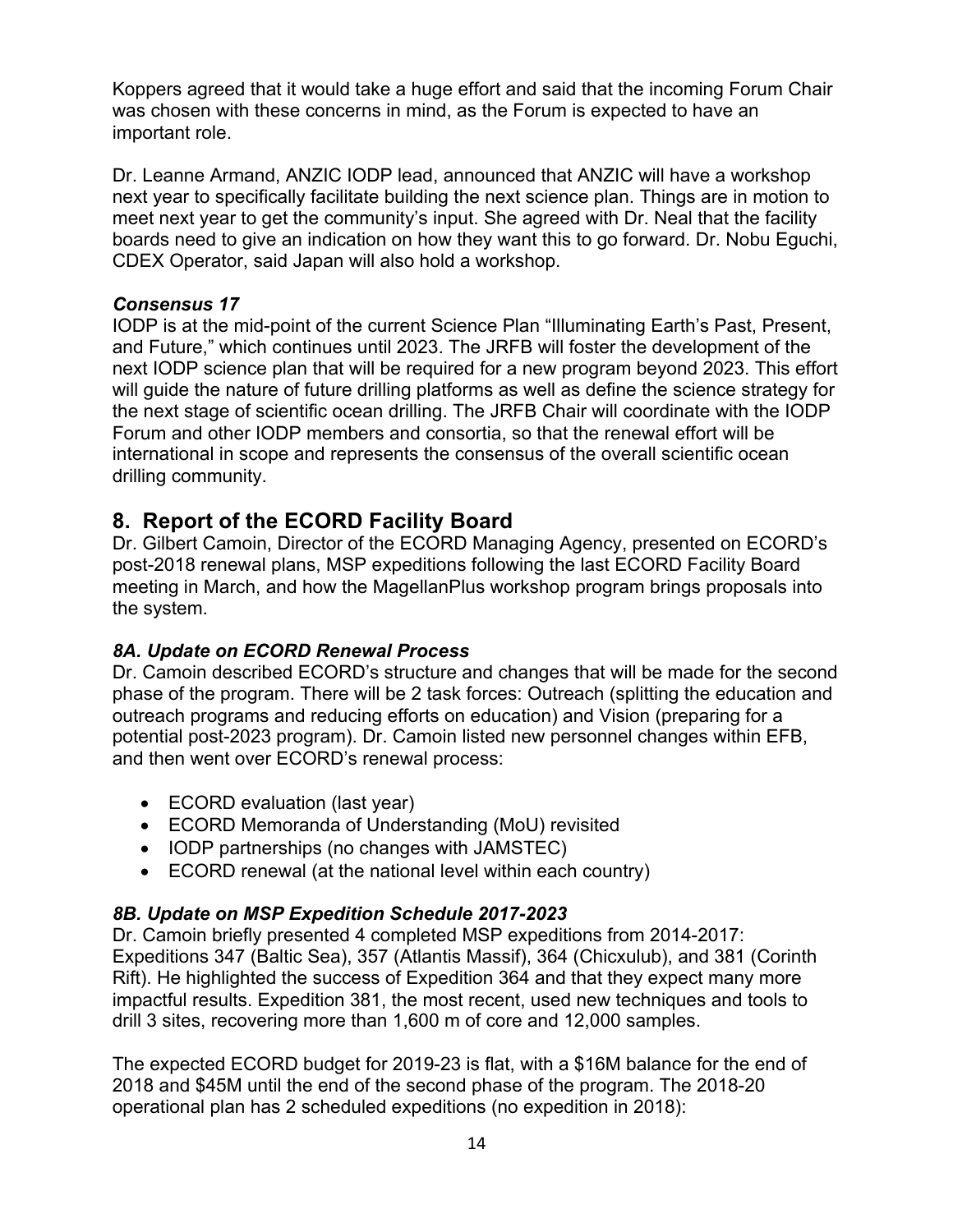Koppers agreed that it would take a huge effort and said that the incoming Forum Chair was chosen with these concerns in mind, as the Forum is expected to have an important role.

Dr. Leanne Armand, ANZIC IODP lead, announced that ANZIC will have a workshop next year to specifically facilitate building the next science plan. Things are in motion to meet next year to get the community's input. She agreed with Dr. Neal that the facility boards need to give an indication on how they want this to go forward. Dr. Nobu Eguchi, CDEX Operator, said Japan will also hold a workshop.

### *Consensus 17*

IODP is at the mid-point of the current Science Plan "Illuminating Earth's Past, Present, and Future," which continues until 2023. The JRFB will foster the development of the next IODP science plan that will be required for a new program beyond 2023. This effort will guide the nature of future drilling platforms as well as define the science strategy for the next stage of scientific ocean drilling. The JRFB Chair will coordinate with the IODP Forum and other IODP members and consortia, so that the renewal effort will be international in scope and represents the consensus of the overall scientific ocean drilling community.

## 8. Report of the ECORD Facility Board

Dr. Gilbert Camoin, Director of the ECORD Managing Agency, presented on ECORD's post-2018 renewal plans, MSP expeditions following the last ECORD Facility Board meeting in March, and how the MagellanPlus workshop program brings proposals into the system.

### *8A. Update on ECORD Renewal Process*

Dr. Camoin described ECORD's structure and changes that will be made for the second phase of the program. There will be 2 task forces: Outreach (splitting the education and outreach programs and reducing efforts on education) and Vision (preparing for a potential post-2023 program). Dr. Camoin listed new personnel changes within EFB, and then went over ECORD's renewal process:

- ECORD evaluation (last year)
- ECORD Memoranda of Understanding (MoU) revisited
- IODP partnerships (no changes with JAMSTEC)
- ECORD renewal (at the national level within each country)

### *8B. Update on MSP Expedition Schedule 2017-2023*

Dr. Camoin briefly presented 4 completed MSP expeditions from 2014-2017: Expeditions 347 (Baltic Sea), 357 (Atlantis Massif), 364 (Chicxulub), and 381 (Corinth Rift). He highlighted the success of Expedition 364 and that they expect many more impactful results. Expedition 381, the most recent, used new techniques and tools to drill 3 sites, recovering more than 1,600 m of core and 12,000 samples.

The expected ECORD budget for 2019-23 is flat, with a $16M balance for the end of 2018 and $45M until the end of the second phase of the program. The 2018-20 operational plan has 2 scheduled expeditions (no expedition in 2018):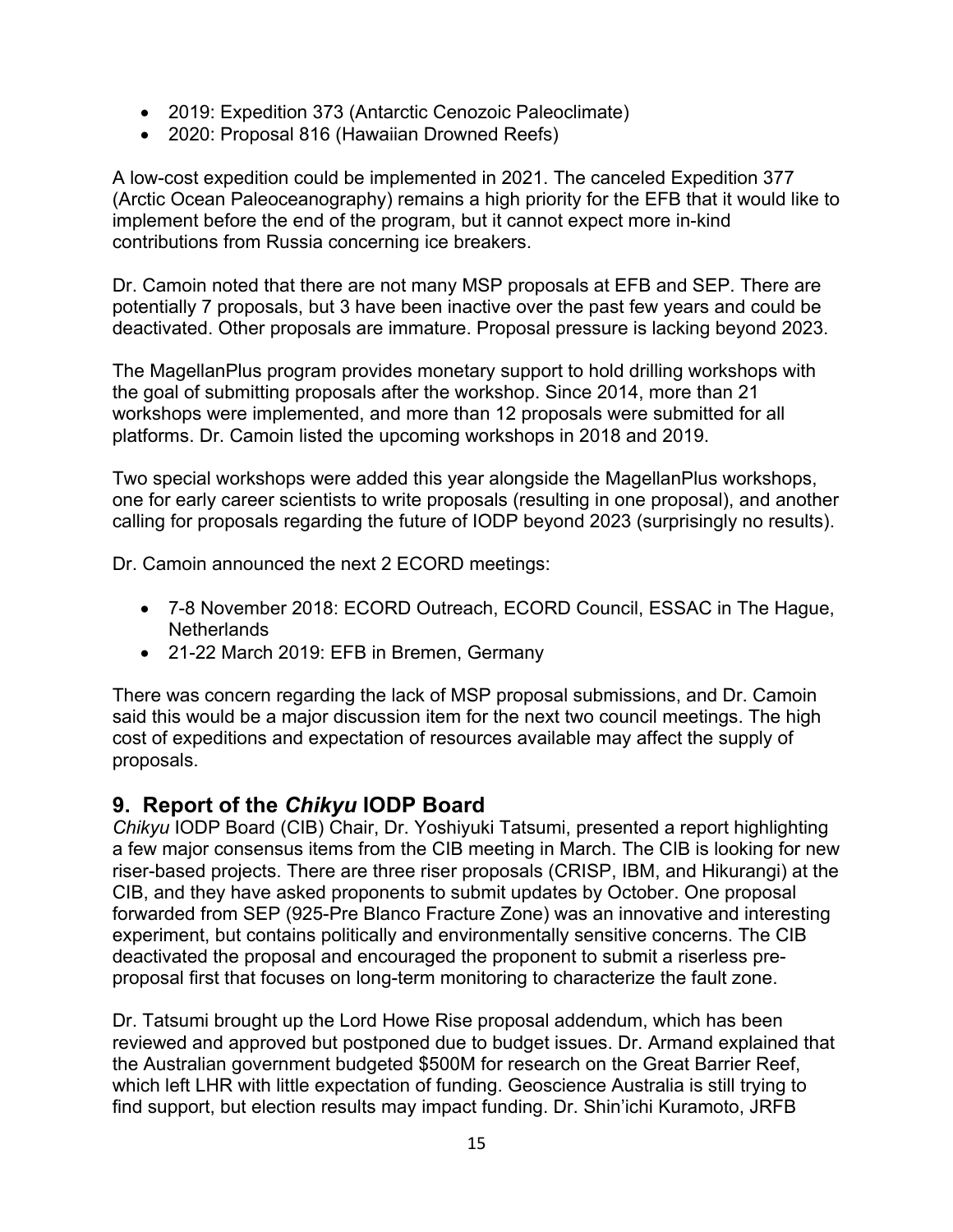- 2019: Expedition 373 (Antarctic Cenozoic Paleoclimate)
- 2020: Proposal 816 (Hawaiian Drowned Reefs)

A low-cost expedition could be implemented in 2021. The canceled Expedition 377 (Arctic Ocean Paleoceanography) remains a high priority for the EFB that it would like to implement before the end of the program, but it cannot expect more in-kind contributions from Russia concerning ice breakers.

Dr. Camoin noted that there are not many MSP proposals at EFB and SEP. There are potentially 7 proposals, but 3 have been inactive over the past few years and could be deactivated. Other proposals are immature. Proposal pressure is lacking beyond 2023.

The MagellanPlus program provides monetary support to hold drilling workshops with the goal of submitting proposals after the workshop. Since 2014, more than 21 workshops were implemented, and more than 12 proposals were submitted for all platforms. Dr. Camoin listed the upcoming workshops in 2018 and 2019.

Two special workshops were added this year alongside the MagellanPlus workshops, one for early career scientists to write proposals (resulting in one proposal), and another calling for proposals regarding the future of IODP beyond 2023 (surprisingly no results).

Dr. Camoin announced the next 2 ECORD meetings:

- 7-8 November 2018: ECORD Outreach, ECORD Council, ESSAC in The Hague, Netherlands
- 21-22 March 2019: EFB in Bremen, Germany

There was concern regarding the lack of MSP proposal submissions, and Dr. Camoin said this would be a major discussion item for the next two council meetings. The high cost of expeditions and expectation of resources available may affect the supply of proposals.

## 9. Report of the *Chikyu* IODP Board

*Chikyu* IODP Board (CIB) Chair, Dr. Yoshiyuki Tatsumi, presented a report highlighting a few major consensus items from the CIB meeting in March. The CIB is looking for new riser-based projects. There are three riser proposals (CRISP, IBM, and Hikurangi) at the CIB, and they have asked proponents to submit updates by October. One proposal forwarded from SEP (925-Pre Blanco Fracture Zone) was an innovative and interesting experiment, but contains politically and environmentally sensitive concerns. The CIB deactivated the proposal and encouraged the proponent to submit a riserless pre-proposal first that focuses on long-term monitoring to characterize the fault zone.

Dr. Tatsumi brought up the Lord Howe Rise proposal addendum, which has been reviewed and approved but postponed due to budget issues. Dr. Armand explained that the Australian government budgeted $500M for research on the Great Barrier Reef, which left LHR with little expectation of funding. Geoscience Australia is still trying to find support, but election results may impact funding. Dr. Shin'ichi Kuramoto, JRFB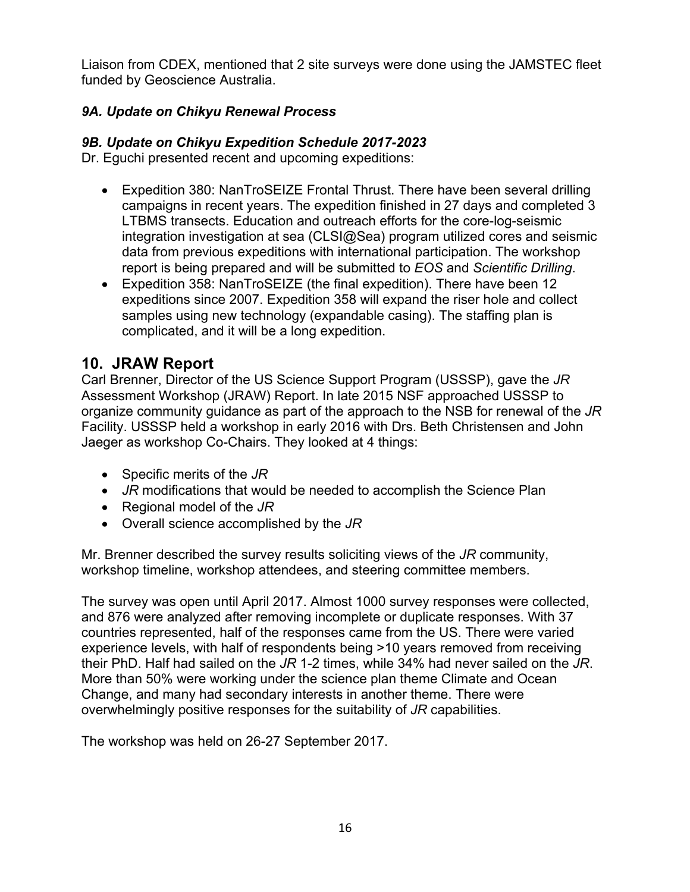Liaison from CDEX, mentioned that 2 site surveys were done using the JAMSTEC fleet funded by Geoscience Australia.

### *9A. Update on Chikyu Renewal Process*

### *9B. Update on Chikyu Expedition Schedule 2017-2023*

Dr. Eguchi presented recent and upcoming expeditions:

- Expedition 380: NanTroSEIZE Frontal Thrust. There have been several drilling campaigns in recent years. The expedition finished in 27 days and completed 3 LTBMS transects. Education and outreach efforts for the core-log-seismic integration investigation at sea (CLSI@Sea) program utilized cores and seismic data from previous expeditions with international participation. The workshop report is being prepared and will be submitted to *EOS* and *Scientific Drilling*.
- Expedition 358: NanTroSEIZE (the final expedition). There have been 12 expeditions since 2007. Expedition 358 will expand the riser hole and collect samples using new technology (expandable casing). The staffing plan is complicated, and it will be a long expedition.

## 10. JRAW Report

Carl Brenner, Director of the US Science Support Program (USSSP), gave the *JR* Assessment Workshop (JRAW) Report. In late 2015 NSF approached USSSP to organize community guidance as part of the approach to the NSB for renewal of the *JR* Facility. USSSP held a workshop in early 2016 with Drs. Beth Christensen and John Jaeger as workshop Co-Chairs. They looked at 4 things:

- Specific merits of the *JR*
- *JR* modifications that would be needed to accomplish the Science Plan
- Regional model of the *JR*
- Overall science accomplished by the *JR*

Mr. Brenner described the survey results soliciting views of the *JR* community, workshop timeline, workshop attendees, and steering committee members.

The survey was open until April 2017. Almost 1000 survey responses were collected, and 876 were analyzed after removing incomplete or duplicate responses. With 37 countries represented, half of the responses came from the US. There were varied experience levels, with half of respondents being >10 years removed from receiving their PhD. Half had sailed on the *JR* 1-2 times, while 34% had never sailed on the *JR*. More than 50% were working under the science plan theme Climate and Ocean Change, and many had secondary interests in another theme. There were overwhelmingly positive responses for the suitability of *JR* capabilities.

The workshop was held on 26-27 September 2017.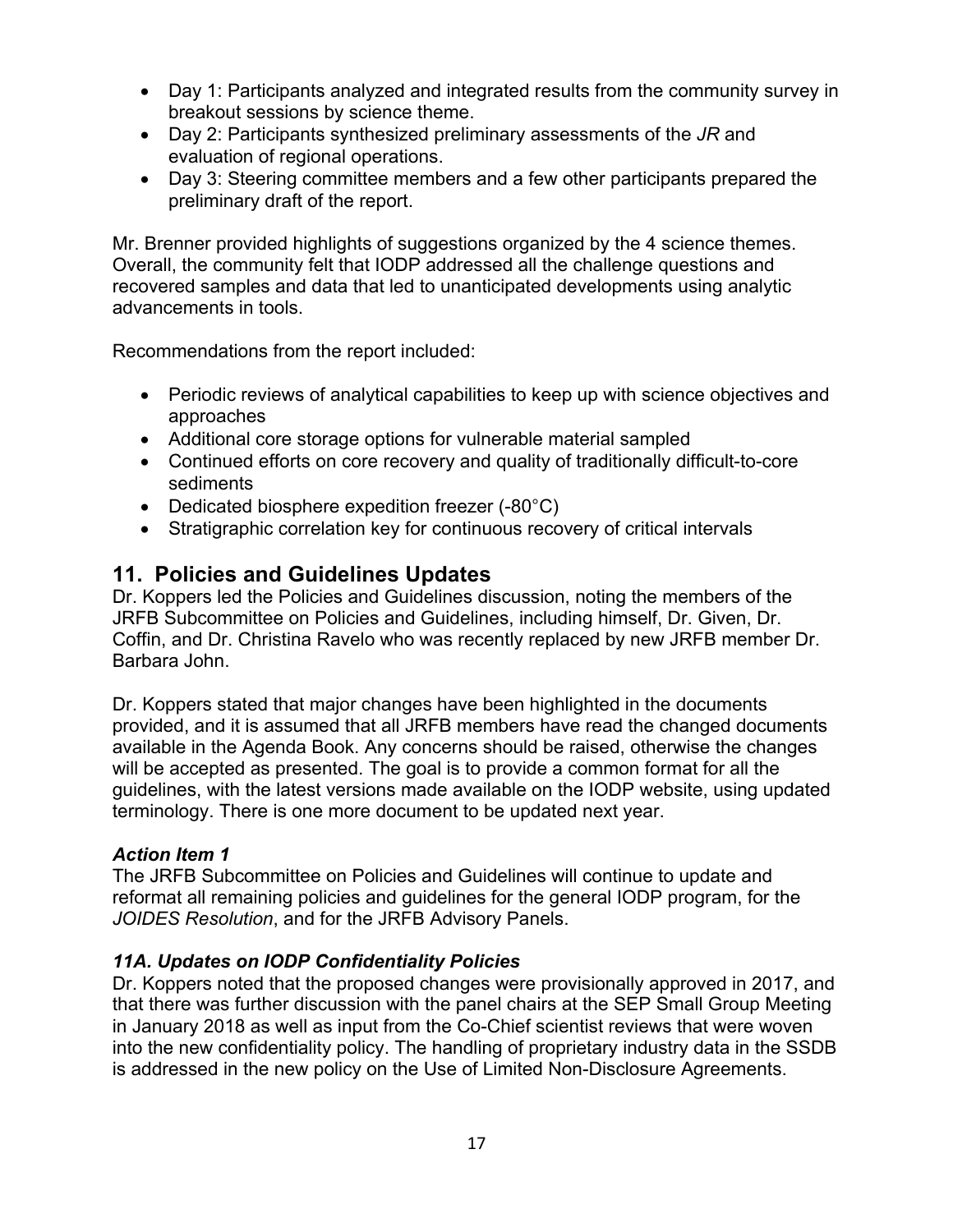- Day 1: Participants analyzed and integrated results from the community survey in breakout sessions by science theme.
- Day 2: Participants synthesized preliminary assessments of the *JR* and evaluation of regional operations.
- Day 3: Steering committee members and a few other participants prepared the preliminary draft of the report.

Mr. Brenner provided highlights of suggestions organized by the 4 science themes. Overall, the community felt that IODP addressed all the challenge questions and recovered samples and data that led to unanticipated developments using analytic advancements in tools.

Recommendations from the report included:

- Periodic reviews of analytical capabilities to keep up with science objectives and approaches
- Additional core storage options for vulnerable material sampled
- Continued efforts on core recovery and quality of traditionally difficult-to-core sediments
- Dedicated biosphere expedition freezer (-80°C)
- Stratigraphic correlation key for continuous recovery of critical intervals

## 11. Policies and Guidelines Updates

Dr. Koppers led the Policies and Guidelines discussion, noting the members of the JRFB Subcommittee on Policies and Guidelines, including himself, Dr. Given, Dr. Coffin, and Dr. Christina Ravelo who was recently replaced by new JRFB member Dr. Barbara John.

Dr. Koppers stated that major changes have been highlighted in the documents provided, and it is assumed that all JRFB members have read the changed documents available in the Agenda Book. Any concerns should be raised, otherwise the changes will be accepted as presented. The goal is to provide a common format for all the guidelines, with the latest versions made available on the IODP website, using updated terminology. There is one more document to be updated next year.

### *Action Item 1*

The JRFB Subcommittee on Policies and Guidelines will continue to update and reformat all remaining policies and guidelines for the general IODP program, for the *JOIDES Resolution*, and for the JRFB Advisory Panels.

### *11A. Updates on IODP Confidentiality Policies*

Dr. Koppers noted that the proposed changes were provisionally approved in 2017, and that there was further discussion with the panel chairs at the SEP Small Group Meeting in January 2018 as well as input from the Co-Chief scientist reviews that were woven into the new confidentiality policy. The handling of proprietary industry data in the SSDB is addressed in the new policy on the Use of Limited Non-Disclosure Agreements.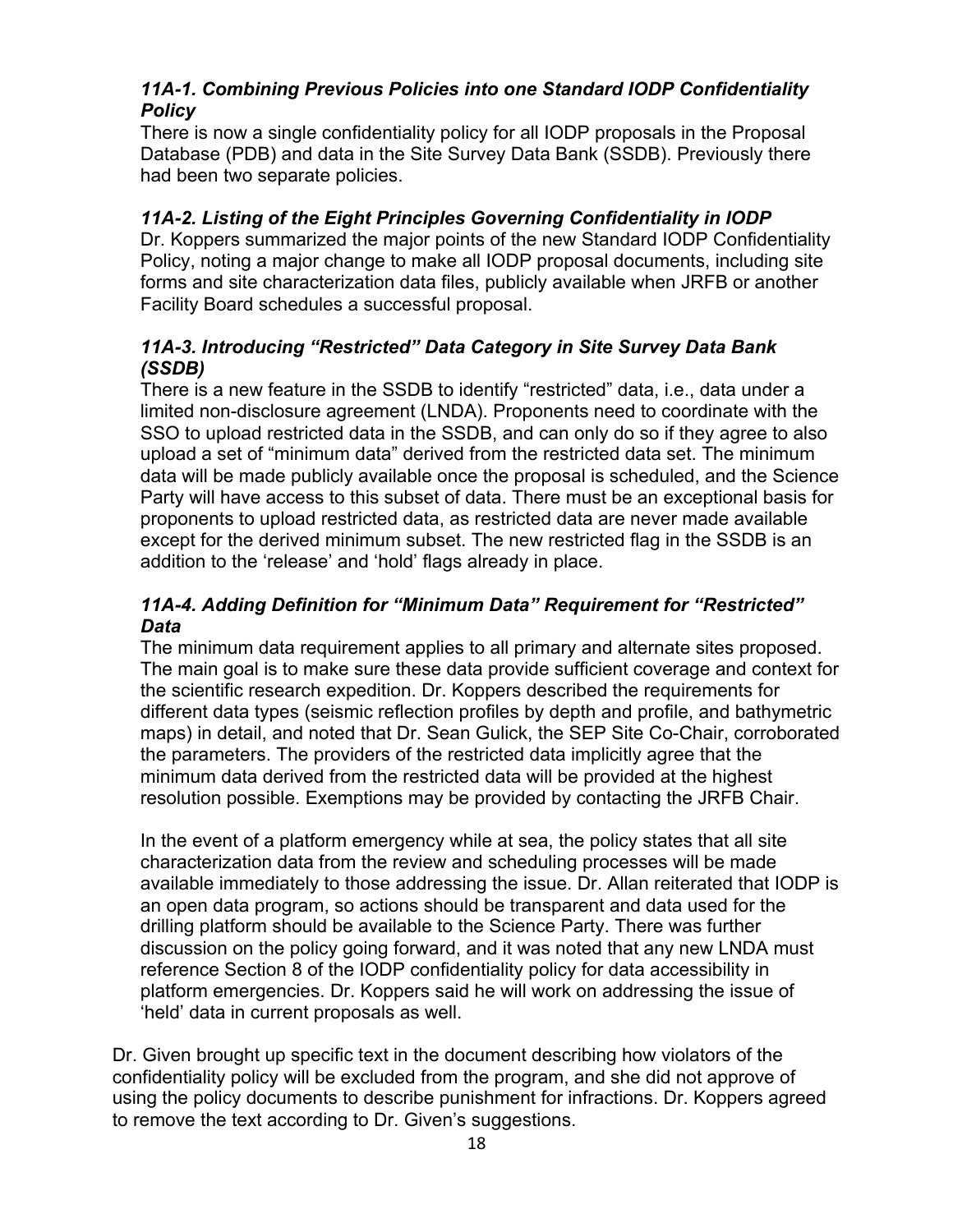### *11A-1. Combining Previous Policies into one Standard IODP Confidentiality Policy*

There is now a single confidentiality policy for all IODP proposals in the Proposal Database (PDB) and data in the Site Survey Data Bank (SSDB). Previously there had been two separate policies.

### *11A-2. Listing of the Eight Principles Governing Confidentiality in IODP*

Dr. Koppers summarized the major points of the new Standard IODP Confidentiality Policy, noting a major change to make all IODP proposal documents, including site forms and site characterization data files, publicly available when JRFB or another Facility Board schedules a successful proposal.

### *11A-3. Introducing "Restricted" Data Category in Site Survey Data Bank (SSDB)*

There is a new feature in the SSDB to identify "restricted" data, i.e., data under a limited non-disclosure agreement (LNDA). Proponents need to coordinate with the SSO to upload restricted data in the SSDB, and can only do so if they agree to also upload a set of "minimum data" derived from the restricted data set. The minimum data will be made publicly available once the proposal is scheduled, and the Science Party will have access to this subset of data. There must be an exceptional basis for proponents to upload restricted data, as restricted data are never made available except for the derived minimum subset. The new restricted flag in the SSDB is an addition to the 'release' and 'hold' flags already in place.

### *11A-4. Adding Definition for "Minimum Data" Requirement for "Restricted" Data*

The minimum data requirement applies to all primary and alternate sites proposed. The main goal is to make sure these data provide sufficient coverage and context for the scientific research expedition. Dr. Koppers described the requirements for different data types (seismic reflection profiles by depth and profile, and bathymetric maps) in detail, and noted that Dr. Sean Gulick, the SEP Site Co-Chair, corroborated the parameters. The providers of the restricted data implicitly agree that the minimum data derived from the restricted data will be provided at the highest resolution possible. Exemptions may be provided by contacting the JRFB Chair.

In the event of a platform emergency while at sea, the policy states that all site characterization data from the review and scheduling processes will be made available immediately to those addressing the issue. Dr. Allan reiterated that IODP is an open data program, so actions should be transparent and data used for the drilling platform should be available to the Science Party. There was further discussion on the policy going forward, and it was noted that any new LNDA must reference Section 8 of the IODP confidentiality policy for data accessibility in platform emergencies. Dr. Koppers said he will work on addressing the issue of 'held' data in current proposals as well.

Dr. Given brought up specific text in the document describing how violators of the confidentiality policy will be excluded from the program, and she did not approve of using the policy documents to describe punishment for infractions. Dr. Koppers agreed to remove the text according to Dr. Given's suggestions.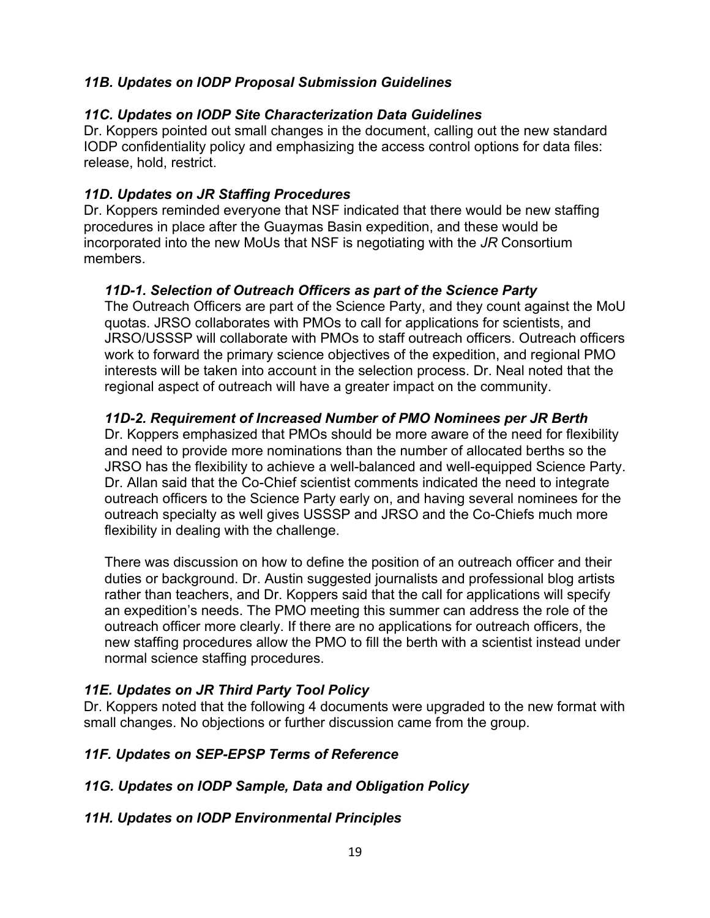### *11B. Updates on IODP Proposal Submission Guidelines*

### *11C. Updates on IODP Site Characterization Data Guidelines*

Dr. Koppers pointed out small changes in the document, calling out the new standard IODP confidentiality policy and emphasizing the access control options for data files: release, hold, restrict.

### *11D. Updates on JR Staffing Procedures*

Dr. Koppers reminded everyone that NSF indicated that there would be new staffing procedures in place after the Guaymas Basin expedition, and these would be incorporated into the new MoUs that NSF is negotiating with the *JR* Consortium members.

#### *11D-1. Selection of Outreach Officers as part of the Science Party*

The Outreach Officers are part of the Science Party, and they count against the MoU quotas. JRSO collaborates with PMOs to call for applications for scientists, and JRSO/USSSP will collaborate with PMOs to staff outreach officers. Outreach officers work to forward the primary science objectives of the expedition, and regional PMO interests will be taken into account in the selection process. Dr. Neal noted that the regional aspect of outreach will have a greater impact on the community.

#### *11D-2. Requirement of Increased Number of PMO Nominees per JR Berth*

Dr. Koppers emphasized that PMOs should be more aware of the need for flexibility and need to provide more nominations than the number of allocated berths so the JRSO has the flexibility to achieve a well-balanced and well-equipped Science Party. Dr. Allan said that the Co-Chief scientist comments indicated the need to integrate outreach officers to the Science Party early on, and having several nominees for the outreach specialty as well gives USSSP and JRSO and the Co-Chiefs much more flexibility in dealing with the challenge.

There was discussion on how to define the position of an outreach officer and their duties or background. Dr. Austin suggested journalists and professional blog artists rather than teachers, and Dr. Koppers said that the call for applications will specify an expedition's needs. The PMO meeting this summer can address the role of the outreach officer more clearly. If there are no applications for outreach officers, the new staffing procedures allow the PMO to fill the berth with a scientist instead under normal science staffing procedures.

### *11E. Updates on JR Third Party Tool Policy*

Dr. Koppers noted that the following 4 documents were upgraded to the new format with small changes. No objections or further discussion came from the group.

### *11F. Updates on SEP-EPSP Terms of Reference*

### *11G. Updates on IODP Sample, Data and Obligation Policy*

### *11H. Updates on IODP Environmental Principles*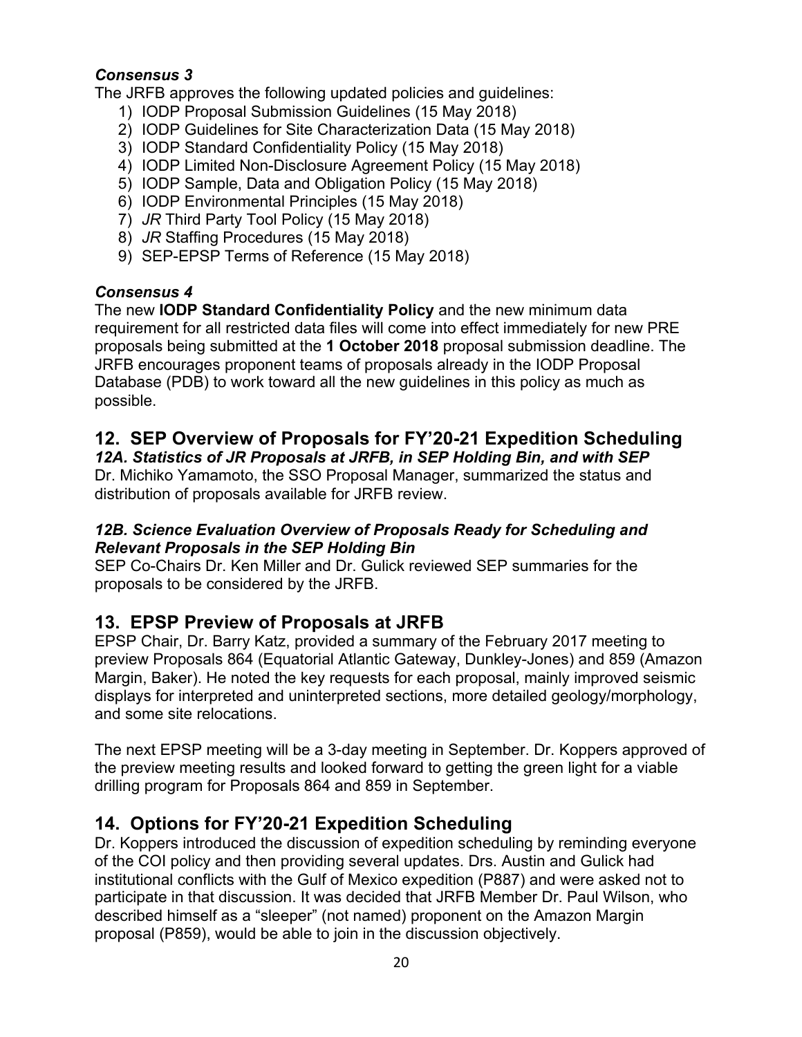***Consensus 3***

The JRFB approves the following updated policies and guidelines:

1) IODP Proposal Submission Guidelines (15 May 2018)
2) IODP Guidelines for Site Characterization Data (15 May 2018)
3) IODP Standard Confidentiality Policy (15 May 2018)
4) IODP Limited Non-Disclosure Agreement Policy (15 May 2018)
5) IODP Sample, Data and Obligation Policy (15 May 2018)
6) IODP Environmental Principles (15 May 2018)
7) *JR* Third Party Tool Policy (15 May 2018)
8) *JR* Staffing Procedures (15 May 2018)
9) SEP-EPSP Terms of Reference (15 May 2018)

***Consensus 4***

The new **IODP Standard Confidentiality Policy** and the new minimum data requirement for all restricted data files will come into effect immediately for new PRE proposals being submitted at the **1 October 2018** proposal submission deadline. The JRFB encourages proponent teams of proposals already in the IODP Proposal Database (PDB) to work toward all the new guidelines in this policy as much as possible.

## 12. SEP Overview of Proposals for FY'20-21 Expedition Scheduling

***12A. Statistics of JR Proposals at JRFB, in SEP Holding Bin, and with SEP***

Dr. Michiko Yamamoto, the SSO Proposal Manager, summarized the status and distribution of proposals available for JRFB review.

***12B. Science Evaluation Overview of Proposals Ready for Scheduling and Relevant Proposals in the SEP Holding Bin***

SEP Co-Chairs Dr. Ken Miller and Dr. Gulick reviewed SEP summaries for the proposals to be considered by the JRFB.

## 13. EPSP Preview of Proposals at JRFB

EPSP Chair, Dr. Barry Katz, provided a summary of the February 2017 meeting to preview Proposals 864 (Equatorial Atlantic Gateway, Dunkley-Jones) and 859 (Amazon Margin, Baker). He noted the key requests for each proposal, mainly improved seismic displays for interpreted and uninterpreted sections, more detailed geology/morphology, and some site relocations.

The next EPSP meeting will be a 3-day meeting in September. Dr. Koppers approved of the preview meeting results and looked forward to getting the green light for a viable drilling program for Proposals 864 and 859 in September.

## 14. Options for FY'20-21 Expedition Scheduling

Dr. Koppers introduced the discussion of expedition scheduling by reminding everyone of the COI policy and then providing several updates. Drs. Austin and Gulick had institutional conflicts with the Gulf of Mexico expedition (P887) and were asked not to participate in that discussion. It was decided that JRFB Member Dr. Paul Wilson, who described himself as a "sleeper" (not named) proponent on the Amazon Margin proposal (P859), would be able to join in the discussion objectively.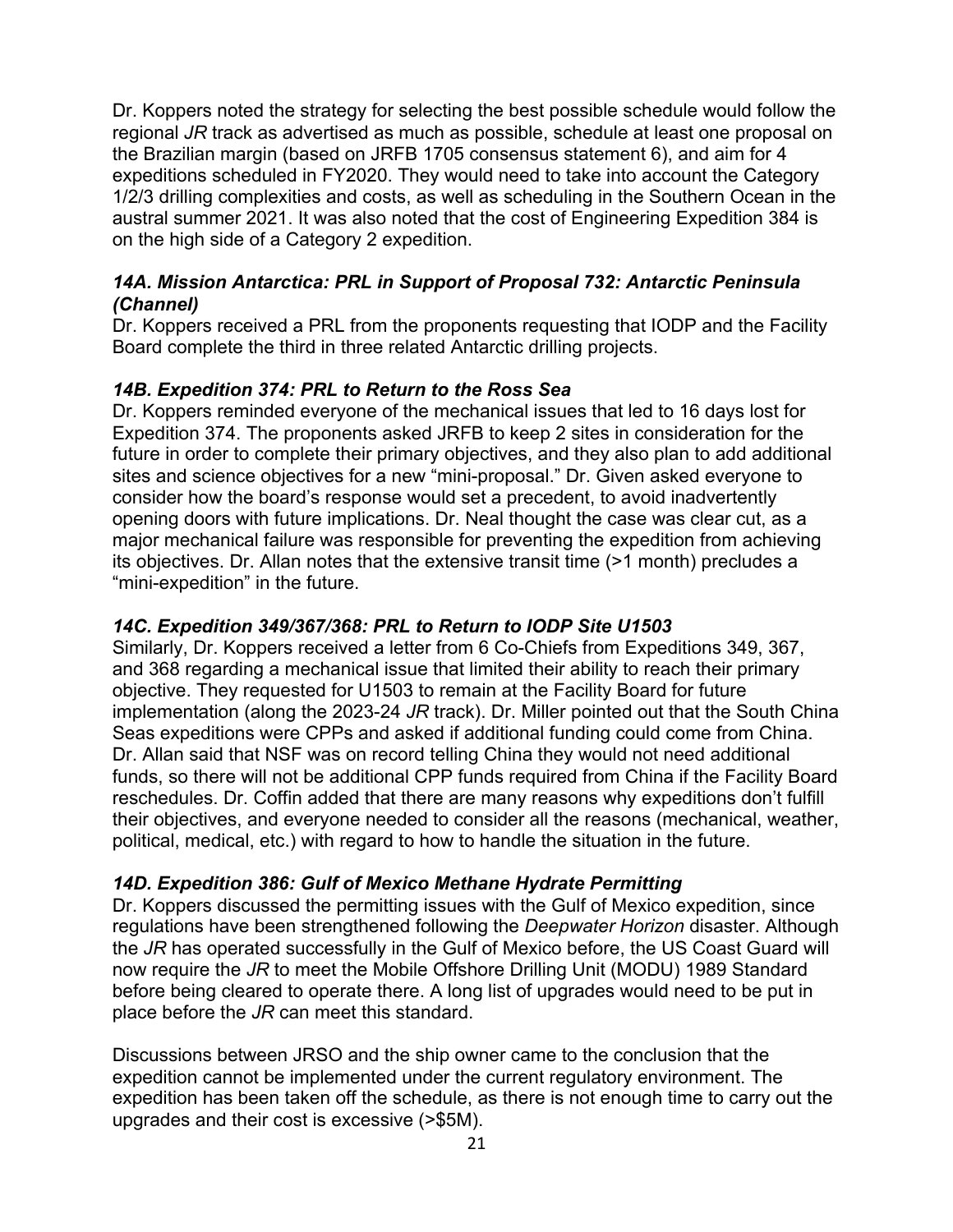Dr. Koppers noted the strategy for selecting the best possible schedule would follow the regional *JR* track as advertised as much as possible, schedule at least one proposal on the Brazilian margin (based on JRFB 1705 consensus statement 6), and aim for 4 expeditions scheduled in FY2020. They would need to take into account the Category 1/2/3 drilling complexities and costs, as well as scheduling in the Southern Ocean in the austral summer 2021. It was also noted that the cost of Engineering Expedition 384 is on the high side of a Category 2 expedition.

### *14A. Mission Antarctica: PRL in Support of Proposal 732: Antarctic Peninsula (Channel)*

Dr. Koppers received a PRL from the proponents requesting that IODP and the Facility Board complete the third in three related Antarctic drilling projects.

### *14B. Expedition 374: PRL to Return to the Ross Sea*

Dr. Koppers reminded everyone of the mechanical issues that led to 16 days lost for Expedition 374. The proponents asked JRFB to keep 2 sites in consideration for the future in order to complete their primary objectives, and they also plan to add additional sites and science objectives for a new "mini-proposal." Dr. Given asked everyone to consider how the board's response would set a precedent, to avoid inadvertently opening doors with future implications. Dr. Neal thought the case was clear cut, as a major mechanical failure was responsible for preventing the expedition from achieving its objectives. Dr. Allan notes that the extensive transit time (>1 month) precludes a "mini-expedition" in the future.

### *14C. Expedition 349/367/368: PRL to Return to IODP Site U1503*

Similarly, Dr. Koppers received a letter from 6 Co-Chiefs from Expeditions 349, 367, and 368 regarding a mechanical issue that limited their ability to reach their primary objective. They requested for U1503 to remain at the Facility Board for future implementation (along the 2023-24 *JR* track). Dr. Miller pointed out that the South China Seas expeditions were CPPs and asked if additional funding could come from China. Dr. Allan said that NSF was on record telling China they would not need additional funds, so there will not be additional CPP funds required from China if the Facility Board reschedules. Dr. Coffin added that there are many reasons why expeditions don't fulfill their objectives, and everyone needed to consider all the reasons (mechanical, weather, political, medical, etc.) with regard to how to handle the situation in the future.

### *14D. Expedition 386: Gulf of Mexico Methane Hydrate Permitting*

Dr. Koppers discussed the permitting issues with the Gulf of Mexico expedition, since regulations have been strengthened following the *Deepwater Horizon* disaster. Although the *JR* has operated successfully in the Gulf of Mexico before, the US Coast Guard will now require the *JR* to meet the Mobile Offshore Drilling Unit (MODU) 1989 Standard before being cleared to operate there. A long list of upgrades would need to be put in place before the *JR* can meet this standard.

Discussions between JRSO and the ship owner came to the conclusion that the expedition cannot be implemented under the current regulatory environment. The expedition has been taken off the schedule, as there is not enough time to carry out the upgrades and their cost is excessive (>$5M).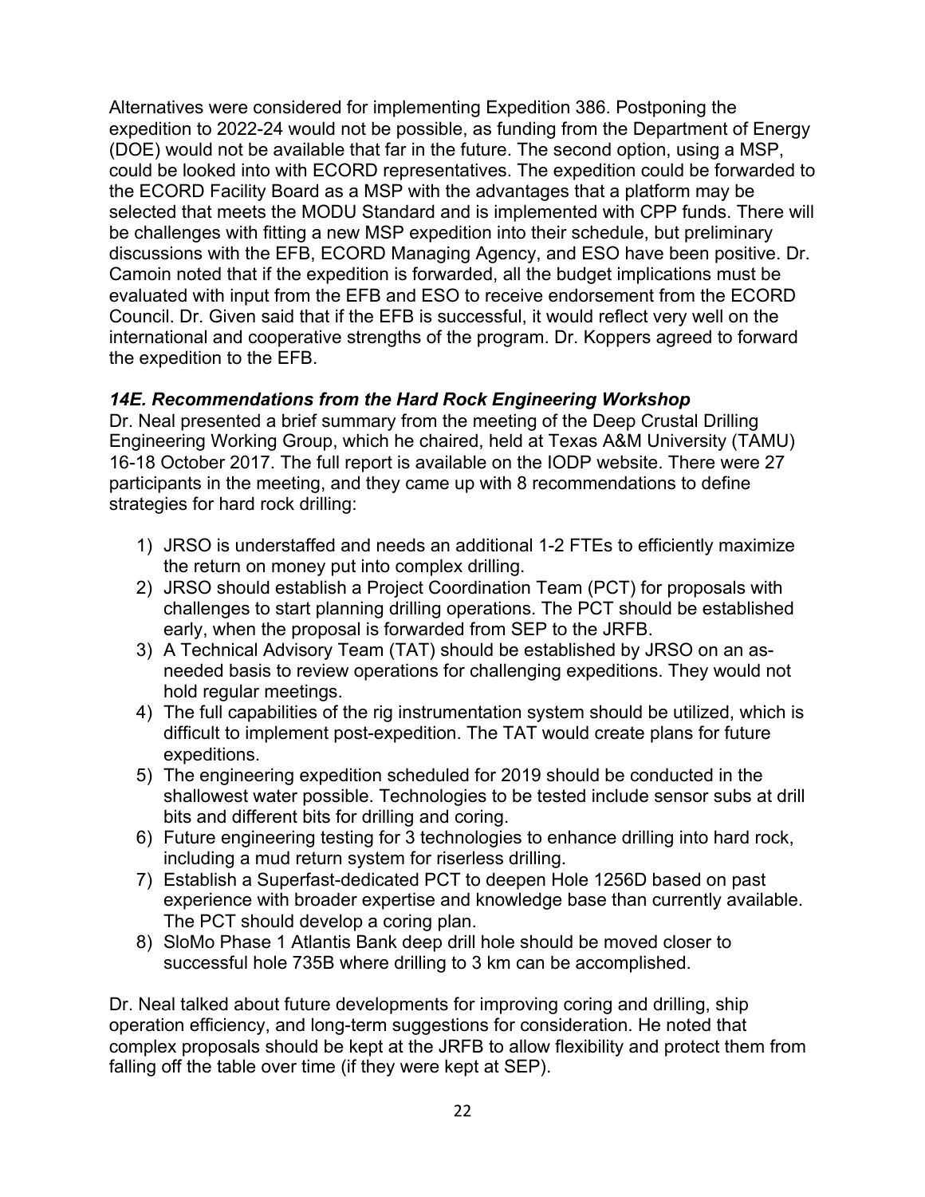Alternatives were considered for implementing Expedition 386. Postponing the expedition to 2022-24 would not be possible, as funding from the Department of Energy (DOE) would not be available that far in the future. The second option, using a MSP, could be looked into with ECORD representatives. The expedition could be forwarded to the ECORD Facility Board as a MSP with the advantages that a platform may be selected that meets the MODU Standard and is implemented with CPP funds. There will be challenges with fitting a new MSP expedition into their schedule, but preliminary discussions with the EFB, ECORD Managing Agency, and ESO have been positive. Dr. Camoin noted that if the expedition is forwarded, all the budget implications must be evaluated with input from the EFB and ESO to receive endorsement from the ECORD Council. Dr. Given said that if the EFB is successful, it would reflect very well on the international and cooperative strengths of the program. Dr. Koppers agreed to forward the expedition to the EFB.

### *14E. Recommendations from the Hard Rock Engineering Workshop*

Dr. Neal presented a brief summary from the meeting of the Deep Crustal Drilling Engineering Working Group, which he chaired, held at Texas A&M University (TAMU) 16-18 October 2017. The full report is available on the IODP website. There were 27 participants in the meeting, and they came up with 8 recommendations to define strategies for hard rock drilling:

1) JRSO is understaffed and needs an additional 1-2 FTEs to efficiently maximize the return on money put into complex drilling.
2) JRSO should establish a Project Coordination Team (PCT) for proposals with challenges to start planning drilling operations. The PCT should be established early, when the proposal is forwarded from SEP to the JRFB.
3) A Technical Advisory Team (TAT) should be established by JRSO on an as-needed basis to review operations for challenging expeditions. They would not hold regular meetings.
4) The full capabilities of the rig instrumentation system should be utilized, which is difficult to implement post-expedition. The TAT would create plans for future expeditions.
5) The engineering expedition scheduled for 2019 should be conducted in the shallowest water possible. Technologies to be tested include sensor subs at drill bits and different bits for drilling and coring.
6) Future engineering testing for 3 technologies to enhance drilling into hard rock, including a mud return system for riserless drilling.
7) Establish a Superfast-dedicated PCT to deepen Hole 1256D based on past experience with broader expertise and knowledge base than currently available. The PCT should develop a coring plan.
8) SloMo Phase 1 Atlantis Bank deep drill hole should be moved closer to successful hole 735B where drilling to 3 km can be accomplished.

Dr. Neal talked about future developments for improving coring and drilling, ship operation efficiency, and long-term suggestions for consideration. He noted that complex proposals should be kept at the JRFB to allow flexibility and protect them from falling off the table over time (if they were kept at SEP).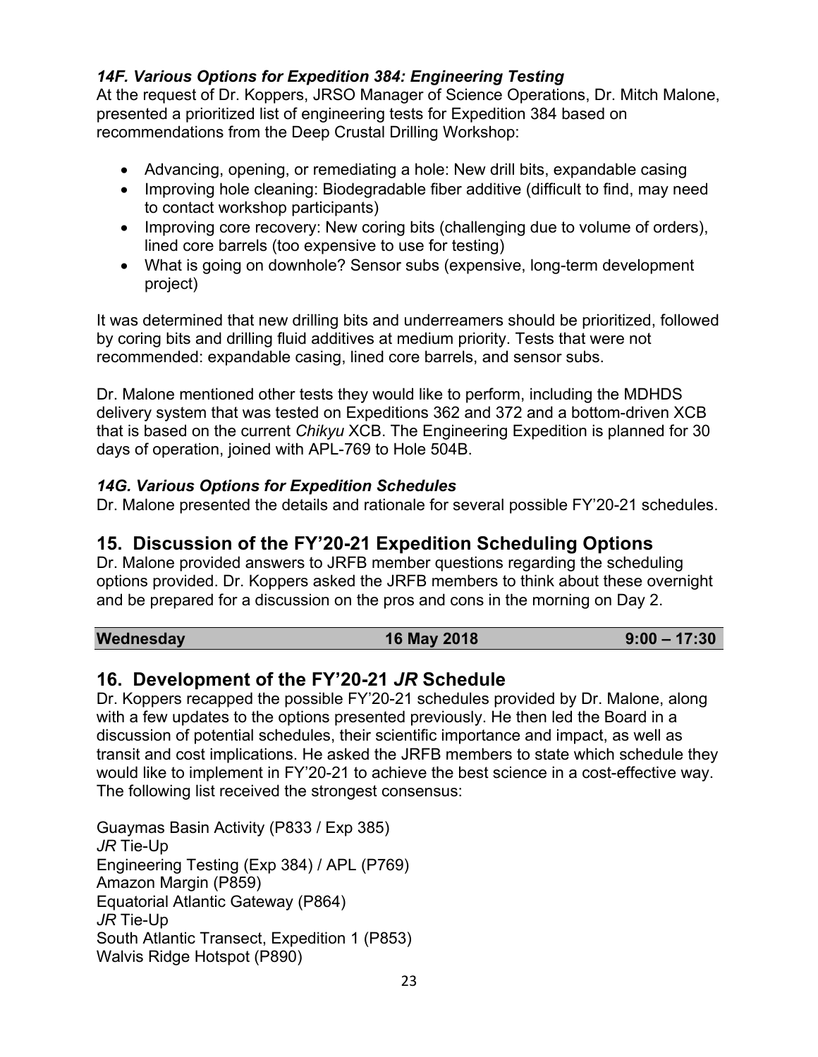### *14F. Various Options for Expedition 384: Engineering Testing*

At the request of Dr. Koppers, JRSO Manager of Science Operations, Dr. Mitch Malone, presented a prioritized list of engineering tests for Expedition 384 based on recommendations from the Deep Crustal Drilling Workshop:

- Advancing, opening, or remediating a hole: New drill bits, expandable casing
- Improving hole cleaning: Biodegradable fiber additive (difficult to find, may need to contact workshop participants)
- Improving core recovery: New coring bits (challenging due to volume of orders), lined core barrels (too expensive to use for testing)
- What is going on downhole? Sensor subs (expensive, long-term development project)

It was determined that new drilling bits and underreamers should be prioritized, followed by coring bits and drilling fluid additives at medium priority. Tests that were not recommended: expandable casing, lined core barrels, and sensor subs.

Dr. Malone mentioned other tests they would like to perform, including the MDHDS delivery system that was tested on Expeditions 362 and 372 and a bottom-driven XCB that is based on the current *Chikyu* XCB. The Engineering Expedition is planned for 30 days of operation, joined with APL-769 to Hole 504B.

### *14G. Various Options for Expedition Schedules*

Dr. Malone presented the details and rationale for several possible FY'20-21 schedules.

## 15. Discussion of the FY'20-21 Expedition Scheduling Options

Dr. Malone provided answers to JRFB member questions regarding the scheduling options provided. Dr. Koppers asked the JRFB members to think about these overnight and be prepared for a discussion on the pros and cons in the morning on Day 2.

| **Wednesday** | **16 May 2018** | **9:00 – 17:30** |
|---|---|---|

## 16. Development of the FY'20-21 *JR* Schedule

Dr. Koppers recapped the possible FY'20-21 schedules provided by Dr. Malone, along with a few updates to the options presented previously. He then led the Board in a discussion of potential schedules, their scientific importance and impact, as well as transit and cost implications. He asked the JRFB members to state which schedule they would like to implement in FY'20-21 to achieve the best science in a cost-effective way. The following list received the strongest consensus:

Guaymas Basin Activity (P833 / Exp 385)
*JR* Tie-Up
Engineering Testing (Exp 384) / APL (P769)
Amazon Margin (P859)
Equatorial Atlantic Gateway (P864)
*JR* Tie-Up
South Atlantic Transect, Expedition 1 (P853)
Walvis Ridge Hotspot (P890)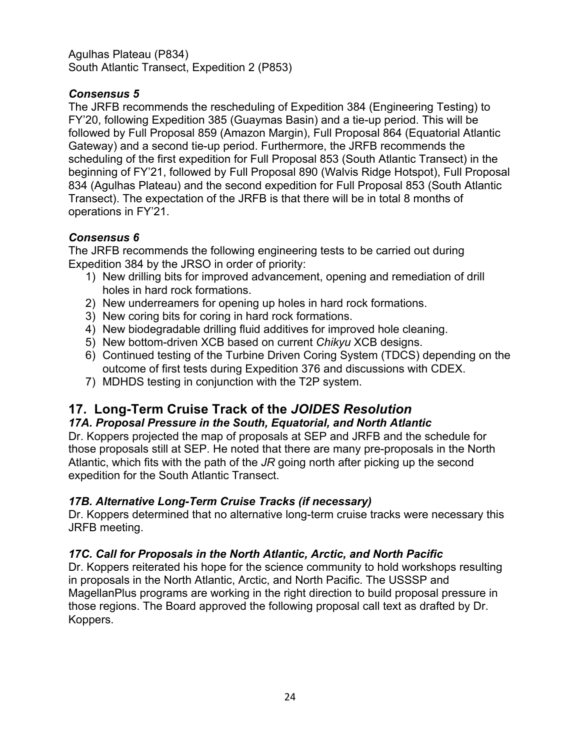Agulhas Plateau (P834)
South Atlantic Transect, Expedition 2 (P853)

### *Consensus 5*

The JRFB recommends the rescheduling of Expedition 384 (Engineering Testing) to FY'20, following Expedition 385 (Guaymas Basin) and a tie-up period. This will be followed by Full Proposal 859 (Amazon Margin), Full Proposal 864 (Equatorial Atlantic Gateway) and a second tie-up period. Furthermore, the JRFB recommends the scheduling of the first expedition for Full Proposal 853 (South Atlantic Transect) in the beginning of FY'21, followed by Full Proposal 890 (Walvis Ridge Hotspot), Full Proposal 834 (Agulhas Plateau) and the second expedition for Full Proposal 853 (South Atlantic Transect). The expectation of the JRFB is that there will be in total 8 months of operations in FY'21.

### *Consensus 6*

The JRFB recommends the following engineering tests to be carried out during Expedition 384 by the JRSO in order of priority:

1) New drilling bits for improved advancement, opening and remediation of drill holes in hard rock formations.
2) New underreamers for opening up holes in hard rock formations.
3) New coring bits for coring in hard rock formations.
4) New biodegradable drilling fluid additives for improved hole cleaning.
5) New bottom-driven XCB based on current *Chikyu* XCB designs.
6) Continued testing of the Turbine Driven Coring System (TDCS) depending on the outcome of first tests during Expedition 376 and discussions with CDEX.
7) MDHDS testing in conjunction with the T2P system.

## 17. Long-Term Cruise Track of the *JOIDES Resolution*

### *17A. Proposal Pressure in the South, Equatorial, and North Atlantic*

Dr. Koppers projected the map of proposals at SEP and JRFB and the schedule for those proposals still at SEP. He noted that there are many pre-proposals in the North Atlantic, which fits with the path of the *JR* going north after picking up the second expedition for the South Atlantic Transect.

### *17B. Alternative Long-Term Cruise Tracks (if necessary)*

Dr. Koppers determined that no alternative long-term cruise tracks were necessary this JRFB meeting.

### *17C. Call for Proposals in the North Atlantic, Arctic, and North Pacific*

Dr. Koppers reiterated his hope for the science community to hold workshops resulting in proposals in the North Atlantic, Arctic, and North Pacific. The USSSP and MagellanPlus programs are working in the right direction to build proposal pressure in those regions. The Board approved the following proposal call text as drafted by Dr. Koppers.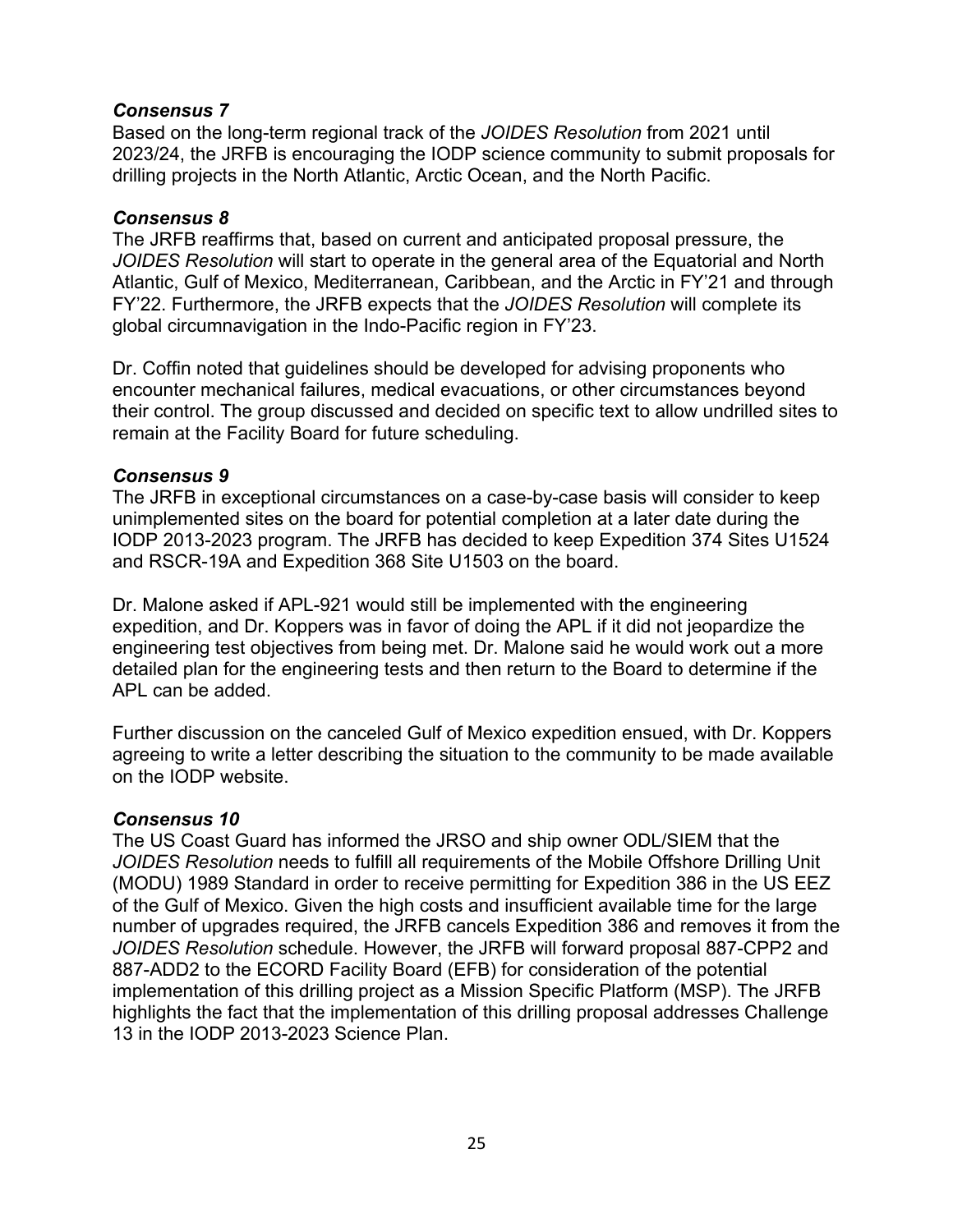***Consensus 7***

Based on the long-term regional track of the *JOIDES Resolution* from 2021 until 2023/24, the JRFB is encouraging the IODP science community to submit proposals for drilling projects in the North Atlantic, Arctic Ocean, and the North Pacific.

***Consensus 8***

The JRFB reaffirms that, based on current and anticipated proposal pressure, the *JOIDES Resolution* will start to operate in the general area of the Equatorial and North Atlantic, Gulf of Mexico, Mediterranean, Caribbean, and the Arctic in FY'21 and through FY'22. Furthermore, the JRFB expects that the *JOIDES Resolution* will complete its global circumnavigation in the Indo-Pacific region in FY'23.

Dr. Coffin noted that guidelines should be developed for advising proponents who encounter mechanical failures, medical evacuations, or other circumstances beyond their control. The group discussed and decided on specific text to allow undrilled sites to remain at the Facility Board for future scheduling.

***Consensus 9***

The JRFB in exceptional circumstances on a case-by-case basis will consider to keep unimplemented sites on the board for potential completion at a later date during the IODP 2013-2023 program. The JRFB has decided to keep Expedition 374 Sites U1524 and RSCR-19A and Expedition 368 Site U1503 on the board.

Dr. Malone asked if APL-921 would still be implemented with the engineering expedition, and Dr. Koppers was in favor of doing the APL if it did not jeopardize the engineering test objectives from being met. Dr. Malone said he would work out a more detailed plan for the engineering tests and then return to the Board to determine if the APL can be added.

Further discussion on the canceled Gulf of Mexico expedition ensued, with Dr. Koppers agreeing to write a letter describing the situation to the community to be made available on the IODP website.

***Consensus 10***

The US Coast Guard has informed the JRSO and ship owner ODL/SIEM that the *JOIDES Resolution* needs to fulfill all requirements of the Mobile Offshore Drilling Unit (MODU) 1989 Standard in order to receive permitting for Expedition 386 in the US EEZ of the Gulf of Mexico. Given the high costs and insufficient available time for the large number of upgrades required, the JRFB cancels Expedition 386 and removes it from the *JOIDES Resolution* schedule. However, the JRFB will forward proposal 887-CPP2 and 887-ADD2 to the ECORD Facility Board (EFB) for consideration of the potential implementation of this drilling project as a Mission Specific Platform (MSP). The JRFB highlights the fact that the implementation of this drilling proposal addresses Challenge 13 in the IODP 2013-2023 Science Plan.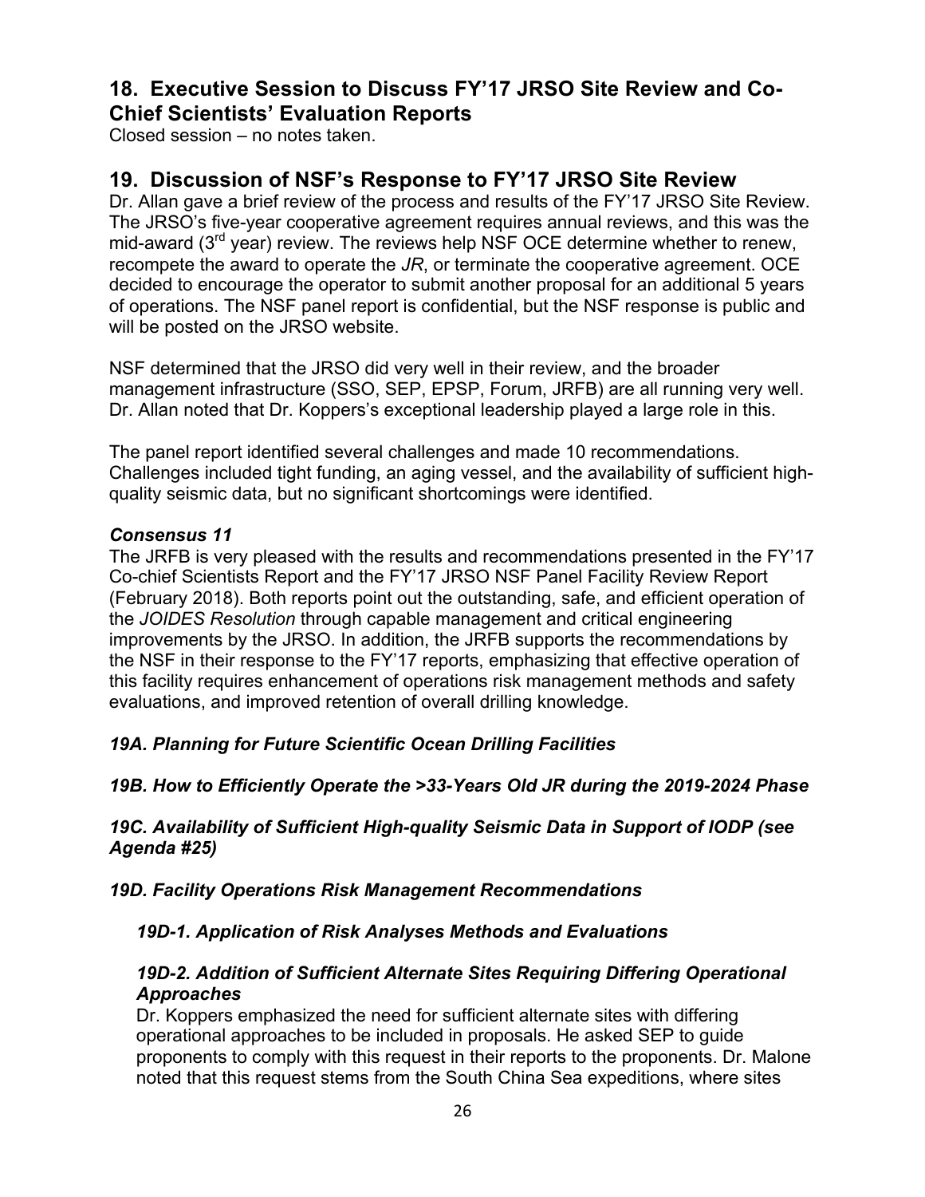## 18. Executive Session to Discuss FY'17 JRSO Site Review and Co-Chief Scientists' Evaluation Reports

Closed session – no notes taken.

## 19. Discussion of NSF's Response to FY'17 JRSO Site Review

Dr. Allan gave a brief review of the process and results of the FY'17 JRSO Site Review. The JRSO's five-year cooperative agreement requires annual reviews, and this was the mid-award (3rd year) review. The reviews help NSF OCE determine whether to renew, recompete the award to operate the *JR*, or terminate the cooperative agreement. OCE decided to encourage the operator to submit another proposal for an additional 5 years of operations. The NSF panel report is confidential, but the NSF response is public and will be posted on the JRSO website.

NSF determined that the JRSO did very well in their review, and the broader management infrastructure (SSO, SEP, EPSP, Forum, JRFB) are all running very well. Dr. Allan noted that Dr. Koppers's exceptional leadership played a large role in this.

The panel report identified several challenges and made 10 recommendations. Challenges included tight funding, an aging vessel, and the availability of sufficient high-quality seismic data, but no significant shortcomings were identified.

***Consensus 11***

The JRFB is very pleased with the results and recommendations presented in the FY'17 Co-chief Scientists Report and the FY'17 JRSO NSF Panel Facility Review Report (February 2018). Both reports point out the outstanding, safe, and efficient operation of the *JOIDES Resolution* through capable management and critical engineering improvements by the JRSO. In addition, the JRFB supports the recommendations by the NSF in their response to the FY'17 reports, emphasizing that effective operation of this facility requires enhancement of operations risk management methods and safety evaluations, and improved retention of overall drilling knowledge.

***19A. Planning for Future Scientific Ocean Drilling Facilities***

***19B. How to Efficiently Operate the >33-Years Old JR during the 2019-2024 Phase***

***19C. Availability of Sufficient High-quality Seismic Data in Support of IODP (see Agenda #25)***

***19D. Facility Operations Risk Management Recommendations***

***19D-1. Application of Risk Analyses Methods and Evaluations***

***19D-2. Addition of Sufficient Alternate Sites Requiring Differing Operational Approaches***

Dr. Koppers emphasized the need for sufficient alternate sites with differing operational approaches to be included in proposals. He asked SEP to guide proponents to comply with this request in their reports to the proponents. Dr. Malone noted that this request stems from the South China Sea expeditions, where sites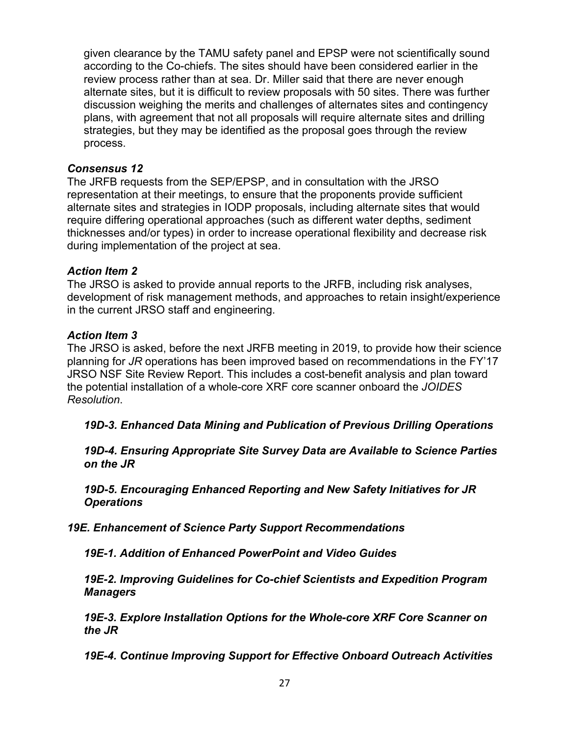given clearance by the TAMU safety panel and EPSP were not scientifically sound according to the Co-chiefs. The sites should have been considered earlier in the review process rather than at sea. Dr. Miller said that there are never enough alternate sites, but it is difficult to review proposals with 50 sites. There was further discussion weighing the merits and challenges of alternates sites and contingency plans, with agreement that not all proposals will require alternate sites and drilling strategies, but they may be identified as the proposal goes through the review process.

***Consensus 12***

The JRFB requests from the SEP/EPSP, and in consultation with the JRSO representation at their meetings, to ensure that the proponents provide sufficient alternate sites and strategies in IODP proposals, including alternate sites that would require differing operational approaches (such as different water depths, sediment thicknesses and/or types) in order to increase operational flexibility and decrease risk during implementation of the project at sea.

***Action Item 2***

The JRSO is asked to provide annual reports to the JRFB, including risk analyses, development of risk management methods, and approaches to retain insight/experience in the current JRSO staff and engineering.

***Action Item 3***

The JRSO is asked, before the next JRFB meeting in 2019, to provide how their science planning for *JR* operations has been improved based on recommendations in the FY'17 JRSO NSF Site Review Report. This includes a cost-benefit analysis and plan toward the potential installation of a whole-core XRF core scanner onboard the *JOIDES Resolution*.

***19D-3. Enhanced Data Mining and Publication of Previous Drilling Operations***

***19D-4. Ensuring Appropriate Site Survey Data are Available to Science Parties on the JR***

***19D-5. Encouraging Enhanced Reporting and New Safety Initiatives for JR Operations***

***19E. Enhancement of Science Party Support Recommendations***

***19E-1. Addition of Enhanced PowerPoint and Video Guides***

***19E-2. Improving Guidelines for Co-chief Scientists and Expedition Program Managers***

***19E-3. Explore Installation Options for the Whole-core XRF Core Scanner on the JR***

***19E-4. Continue Improving Support for Effective Onboard Outreach Activities***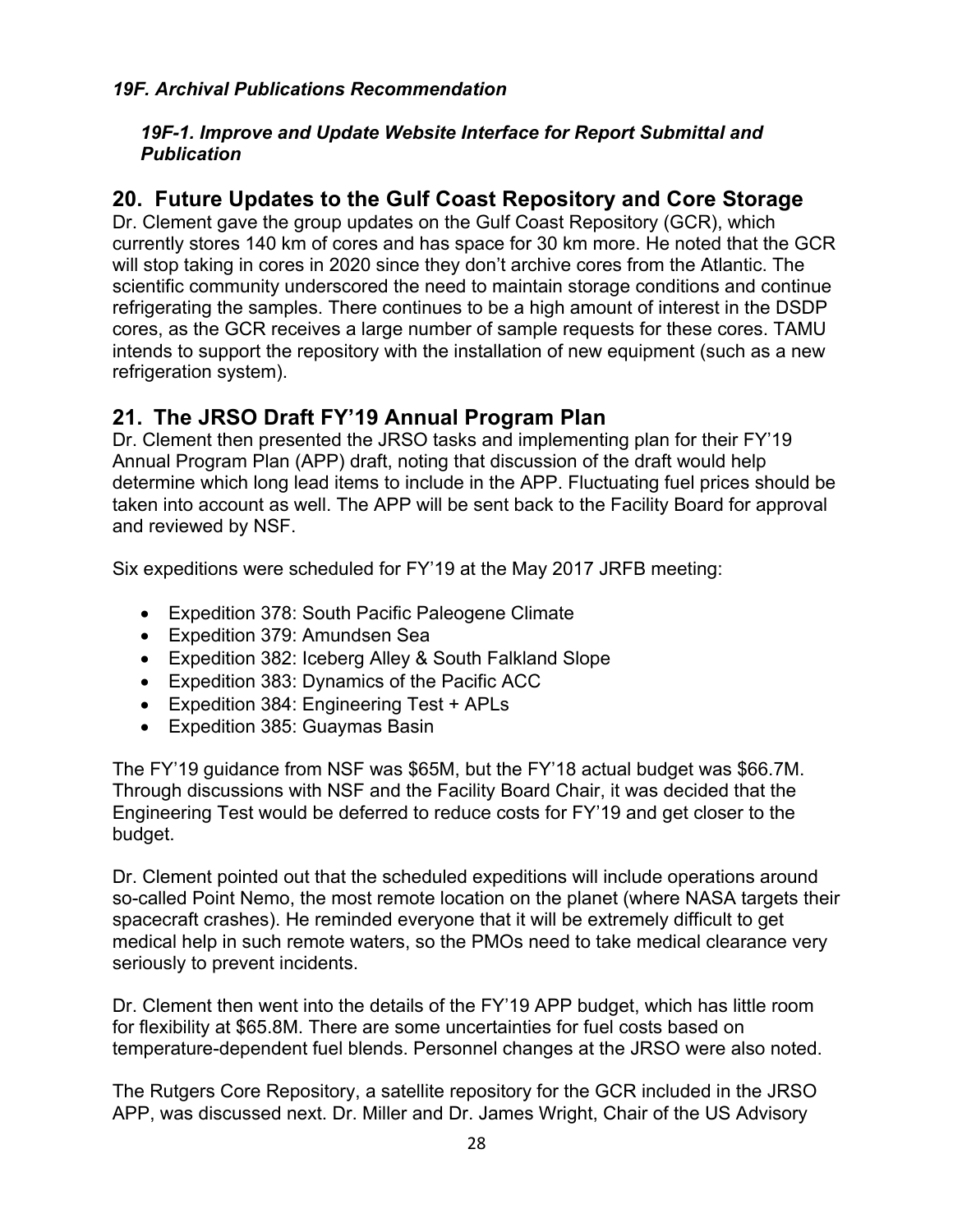*19F. Archival Publications Recommendation*

> ***19F-1. Improve and Update Website Interface for Report Submittal and Publication***

## 20. Future Updates to the Gulf Coast Repository and Core Storage

Dr. Clement gave the group updates on the Gulf Coast Repository (GCR), which currently stores 140 km of cores and has space for 30 km more. He noted that the GCR will stop taking in cores in 2020 since they don't archive cores from the Atlantic. The scientific community underscored the need to maintain storage conditions and continue refrigerating the samples. There continues to be a high amount of interest in the DSDP cores, as the GCR receives a large number of sample requests for these cores. TAMU intends to support the repository with the installation of new equipment (such as a new refrigeration system).

## 21. The JRSO Draft FY'19 Annual Program Plan

Dr. Clement then presented the JRSO tasks and implementing plan for their FY'19 Annual Program Plan (APP) draft, noting that discussion of the draft would help determine which long lead items to include in the APP. Fluctuating fuel prices should be taken into account as well. The APP will be sent back to the Facility Board for approval and reviewed by NSF.

Six expeditions were scheduled for FY'19 at the May 2017 JRFB meeting:

- Expedition 378: South Pacific Paleogene Climate
- Expedition 379: Amundsen Sea
- Expedition 382: Iceberg Alley & South Falkland Slope
- Expedition 383: Dynamics of the Pacific ACC
- Expedition 384: Engineering Test + APLs
- Expedition 385: Guaymas Basin

The FY'19 guidance from NSF was $65M, but the FY'18 actual budget was $66.7M. Through discussions with NSF and the Facility Board Chair, it was decided that the Engineering Test would be deferred to reduce costs for FY'19 and get closer to the budget.

Dr. Clement pointed out that the scheduled expeditions will include operations around so-called Point Nemo, the most remote location on the planet (where NASA targets their spacecraft crashes). He reminded everyone that it will be extremely difficult to get medical help in such remote waters, so the PMOs need to take medical clearance very seriously to prevent incidents.

Dr. Clement then went into the details of the FY'19 APP budget, which has little room for flexibility at $65.8M. There are some uncertainties for fuel costs based on temperature-dependent fuel blends. Personnel changes at the JRSO were also noted.

The Rutgers Core Repository, a satellite repository for the GCR included in the JRSO APP, was discussed next. Dr. Miller and Dr. James Wright, Chair of the US Advisory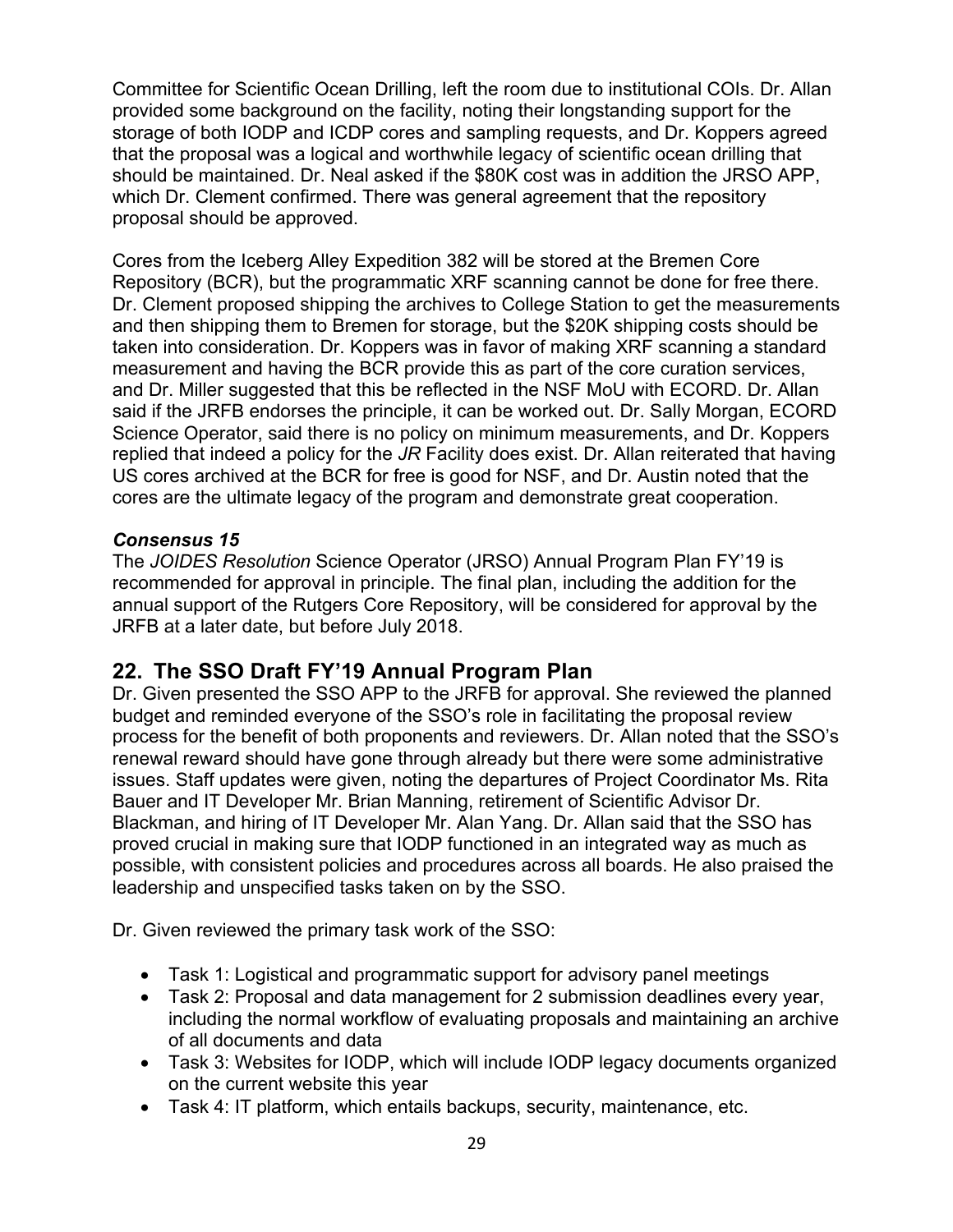Committee for Scientific Ocean Drilling, left the room due to institutional COIs. Dr. Allan provided some background on the facility, noting their longstanding support for the storage of both IODP and ICDP cores and sampling requests, and Dr. Koppers agreed that the proposal was a logical and worthwhile legacy of scientific ocean drilling that should be maintained. Dr. Neal asked if the $80K cost was in addition the JRSO APP, which Dr. Clement confirmed. There was general agreement that the repository proposal should be approved.

Cores from the Iceberg Alley Expedition 382 will be stored at the Bremen Core Repository (BCR), but the programmatic XRF scanning cannot be done for free there. Dr. Clement proposed shipping the archives to College Station to get the measurements and then shipping them to Bremen for storage, but the $20K shipping costs should be taken into consideration. Dr. Koppers was in favor of making XRF scanning a standard measurement and having the BCR provide this as part of the core curation services, and Dr. Miller suggested that this be reflected in the NSF MoU with ECORD. Dr. Allan said if the JRFB endorses the principle, it can be worked out. Dr. Sally Morgan, ECORD Science Operator, said there is no policy on minimum measurements, and Dr. Koppers replied that indeed a policy for the *JR* Facility does exist. Dr. Allan reiterated that having US cores archived at the BCR for free is good for NSF, and Dr. Austin noted that the cores are the ultimate legacy of the program and demonstrate great cooperation.

***Consensus 15***

The *JOIDES Resolution* Science Operator (JRSO) Annual Program Plan FY'19 is recommended for approval in principle. The final plan, including the addition for the annual support of the Rutgers Core Repository, will be considered for approval by the JRFB at a later date, but before July 2018.

## 22. The SSO Draft FY'19 Annual Program Plan

Dr. Given presented the SSO APP to the JRFB for approval. She reviewed the planned budget and reminded everyone of the SSO's role in facilitating the proposal review process for the benefit of both proponents and reviewers. Dr. Allan noted that the SSO's renewal reward should have gone through already but there were some administrative issues. Staff updates were given, noting the departures of Project Coordinator Ms. Rita Bauer and IT Developer Mr. Brian Manning, retirement of Scientific Advisor Dr. Blackman, and hiring of IT Developer Mr. Alan Yang. Dr. Allan said that the SSO has proved crucial in making sure that IODP functioned in an integrated way as much as possible, with consistent policies and procedures across all boards. He also praised the leadership and unspecified tasks taken on by the SSO.

Dr. Given reviewed the primary task work of the SSO:

- Task 1: Logistical and programmatic support for advisory panel meetings
- Task 2: Proposal and data management for 2 submission deadlines every year, including the normal workflow of evaluating proposals and maintaining an archive of all documents and data
- Task 3: Websites for IODP, which will include IODP legacy documents organized on the current website this year
- Task 4: IT platform, which entails backups, security, maintenance, etc.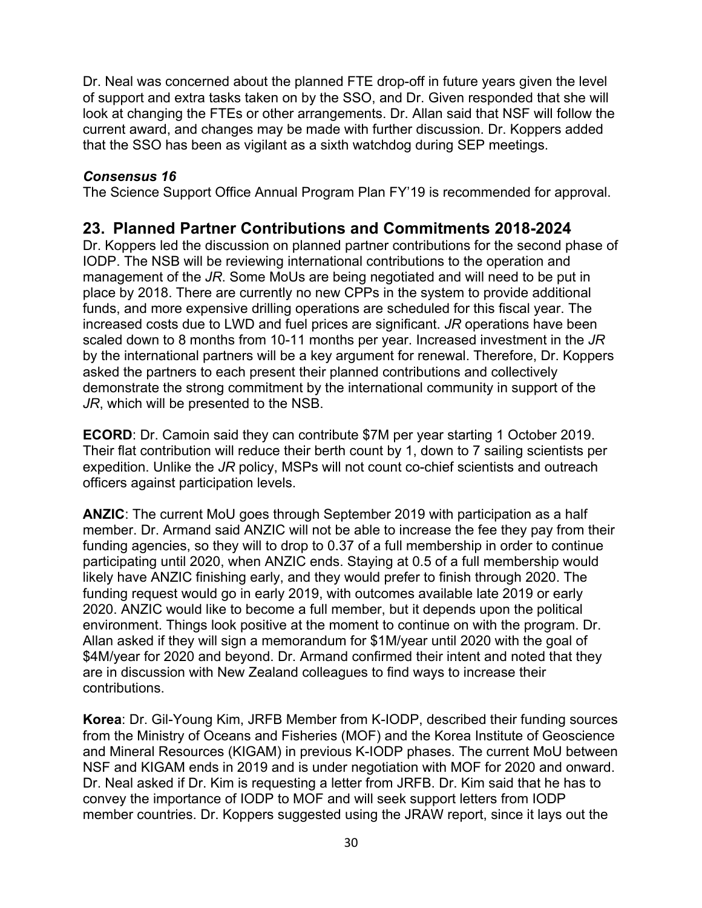Dr. Neal was concerned about the planned FTE drop-off in future years given the level of support and extra tasks taken on by the SSO, and Dr. Given responded that she will look at changing the FTEs or other arrangements. Dr. Allan said that NSF will follow the current award, and changes may be made with further discussion. Dr. Koppers added that the SSO has been as vigilant as a sixth watchdog during SEP meetings.

***Consensus 16***

The Science Support Office Annual Program Plan FY'19 is recommended for approval.

## 23. Planned Partner Contributions and Commitments 2018-2024

Dr. Koppers led the discussion on planned partner contributions for the second phase of IODP. The NSB will be reviewing international contributions to the operation and management of the *JR*. Some MoUs are being negotiated and will need to be put in place by 2018. There are currently no new CPPs in the system to provide additional funds, and more expensive drilling operations are scheduled for this fiscal year. The increased costs due to LWD and fuel prices are significant. *JR* operations have been scaled down to 8 months from 10-11 months per year. Increased investment in the *JR* by the international partners will be a key argument for renewal. Therefore, Dr. Koppers asked the partners to each present their planned contributions and collectively demonstrate the strong commitment by the international community in support of the *JR*, which will be presented to the NSB.

**ECORD**: Dr. Camoin said they can contribute $7M per year starting 1 October 2019. Their flat contribution will reduce their berth count by 1, down to 7 sailing scientists per expedition. Unlike the *JR* policy, MSPs will not count co-chief scientists and outreach officers against participation levels.

**ANZIC**: The current MoU goes through September 2019 with participation as a half member. Dr. Armand said ANZIC will not be able to increase the fee they pay from their funding agencies, so they will to drop to 0.37 of a full membership in order to continue participating until 2020, when ANZIC ends. Staying at 0.5 of a full membership would likely have ANZIC finishing early, and they would prefer to finish through 2020. The funding request would go in early 2019, with outcomes available late 2019 or early 2020. ANZIC would like to become a full member, but it depends upon the political environment. Things look positive at the moment to continue on with the program. Dr. Allan asked if they will sign a memorandum for $1M/year until 2020 with the goal of $4M/year for 2020 and beyond. Dr. Armand confirmed their intent and noted that they are in discussion with New Zealand colleagues to find ways to increase their contributions.

**Korea**: Dr. Gil-Young Kim, JRFB Member from K-IODP, described their funding sources from the Ministry of Oceans and Fisheries (MOF) and the Korea Institute of Geoscience and Mineral Resources (KIGAM) in previous K-IODP phases. The current MoU between NSF and KIGAM ends in 2019 and is under negotiation with MOF for 2020 and onward. Dr. Neal asked if Dr. Kim is requesting a letter from JRFB. Dr. Kim said that he has to convey the importance of IODP to MOF and will seek support letters from IODP member countries. Dr. Koppers suggested using the JRAW report, since it lays out the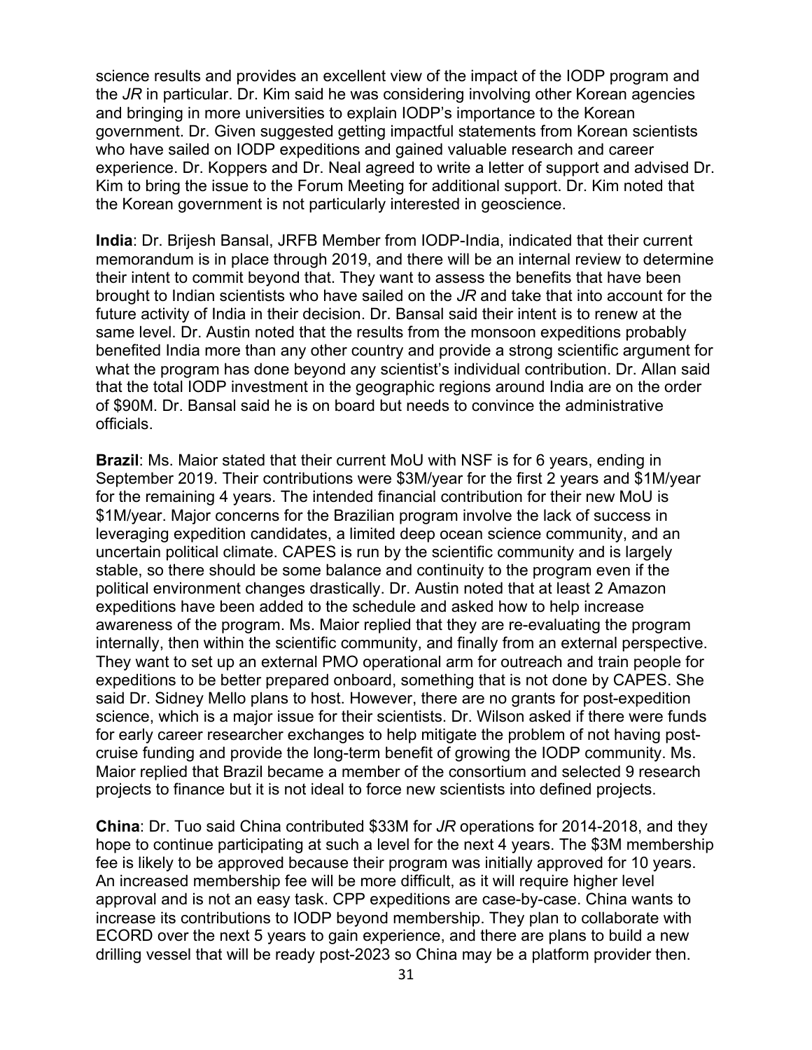science results and provides an excellent view of the impact of the IODP program and the *JR* in particular. Dr. Kim said he was considering involving other Korean agencies and bringing in more universities to explain IODP's importance to the Korean government. Dr. Given suggested getting impactful statements from Korean scientists who have sailed on IODP expeditions and gained valuable research and career experience. Dr. Koppers and Dr. Neal agreed to write a letter of support and advised Dr. Kim to bring the issue to the Forum Meeting for additional support. Dr. Kim noted that the Korean government is not particularly interested in geoscience.

**India**: Dr. Brijesh Bansal, JRFB Member from IODP-India, indicated that their current memorandum is in place through 2019, and there will be an internal review to determine their intent to commit beyond that. They want to assess the benefits that have been brought to Indian scientists who have sailed on the *JR* and take that into account for the future activity of India in their decision. Dr. Bansal said their intent is to renew at the same level. Dr. Austin noted that the results from the monsoon expeditions probably benefited India more than any other country and provide a strong scientific argument for what the program has done beyond any scientist's individual contribution. Dr. Allan said that the total IODP investment in the geographic regions around India are on the order of \$90M. Dr. Bansal said he is on board but needs to convince the administrative officials.

**Brazil**: Ms. Maior stated that their current MoU with NSF is for 6 years, ending in September 2019. Their contributions were \$3M/year for the first 2 years and \$1M/year for the remaining 4 years. The intended financial contribution for their new MoU is \$1M/year. Major concerns for the Brazilian program involve the lack of success in leveraging expedition candidates, a limited deep ocean science community, and an uncertain political climate. CAPES is run by the scientific community and is largely stable, so there should be some balance and continuity to the program even if the political environment changes drastically. Dr. Austin noted that at least 2 Amazon expeditions have been added to the schedule and asked how to help increase awareness of the program. Ms. Maior replied that they are re-evaluating the program internally, then within the scientific community, and finally from an external perspective. They want to set up an external PMO operational arm for outreach and train people for expeditions to be better prepared onboard, something that is not done by CAPES. She said Dr. Sidney Mello plans to host. However, there are no grants for post-expedition science, which is a major issue for their scientists. Dr. Wilson asked if there were funds for early career researcher exchanges to help mitigate the problem of not having post-cruise funding and provide the long-term benefit of growing the IODP community. Ms. Maior replied that Brazil became a member of the consortium and selected 9 research projects to finance but it is not ideal to force new scientists into defined projects.

**China**: Dr. Tuo said China contributed \$33M for *JR* operations for 2014-2018, and they hope to continue participating at such a level for the next 4 years. The \$3M membership fee is likely to be approved because their program was initially approved for 10 years. An increased membership fee will be more difficult, as it will require higher level approval and is not an easy task. CPP expeditions are case-by-case. China wants to increase its contributions to IODP beyond membership. They plan to collaborate with ECORD over the next 5 years to gain experience, and there are plans to build a new drilling vessel that will be ready post-2023 so China may be a platform provider then.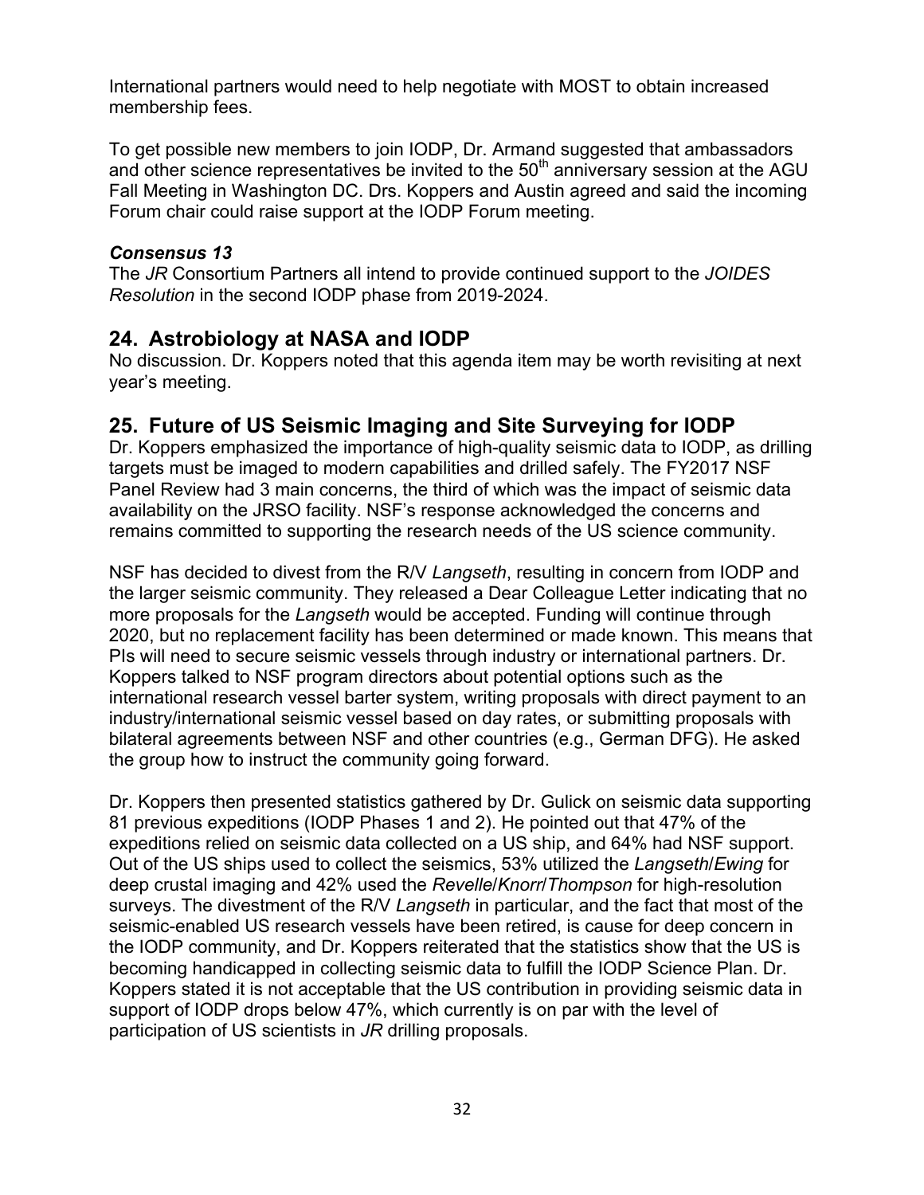International partners would need to help negotiate with MOST to obtain increased membership fees.

To get possible new members to join IODP, Dr. Armand suggested that ambassadors and other science representatives be invited to the 50th anniversary session at the AGU Fall Meeting in Washington DC. Drs. Koppers and Austin agreed and said the incoming Forum chair could raise support at the IODP Forum meeting.

***Consensus 13***

The *JR* Consortium Partners all intend to provide continued support to the *JOIDES Resolution* in the second IODP phase from 2019-2024.

## 24. Astrobiology at NASA and IODP

No discussion. Dr. Koppers noted that this agenda item may be worth revisiting at next year's meeting.

## 25. Future of US Seismic Imaging and Site Surveying for IODP

Dr. Koppers emphasized the importance of high-quality seismic data to IODP, as drilling targets must be imaged to modern capabilities and drilled safely. The FY2017 NSF Panel Review had 3 main concerns, the third of which was the impact of seismic data availability on the JRSO facility. NSF's response acknowledged the concerns and remains committed to supporting the research needs of the US science community.

NSF has decided to divest from the R/V *Langseth*, resulting in concern from IODP and the larger seismic community. They released a Dear Colleague Letter indicating that no more proposals for the *Langseth* would be accepted. Funding will continue through 2020, but no replacement facility has been determined or made known. This means that PIs will need to secure seismic vessels through industry or international partners. Dr. Koppers talked to NSF program directors about potential options such as the international research vessel barter system, writing proposals with direct payment to an industry/international seismic vessel based on day rates, or submitting proposals with bilateral agreements between NSF and other countries (e.g., German DFG). He asked the group how to instruct the community going forward.

Dr. Koppers then presented statistics gathered by Dr. Gulick on seismic data supporting 81 previous expeditions (IODP Phases 1 and 2). He pointed out that 47% of the expeditions relied on seismic data collected on a US ship, and 64% had NSF support. Out of the US ships used to collect the seismics, 53% utilized the *Langseth*/*Ewing* for deep crustal imaging and 42% used the *Revelle*/*Knorr*/*Thompson* for high-resolution surveys. The divestment of the R/V *Langseth* in particular, and the fact that most of the seismic-enabled US research vessels have been retired, is cause for deep concern in the IODP community, and Dr. Koppers reiterated that the statistics show that the US is becoming handicapped in collecting seismic data to fulfill the IODP Science Plan. Dr. Koppers stated it is not acceptable that the US contribution in providing seismic data in support of IODP drops below 47%, which currently is on par with the level of participation of US scientists in *JR* drilling proposals.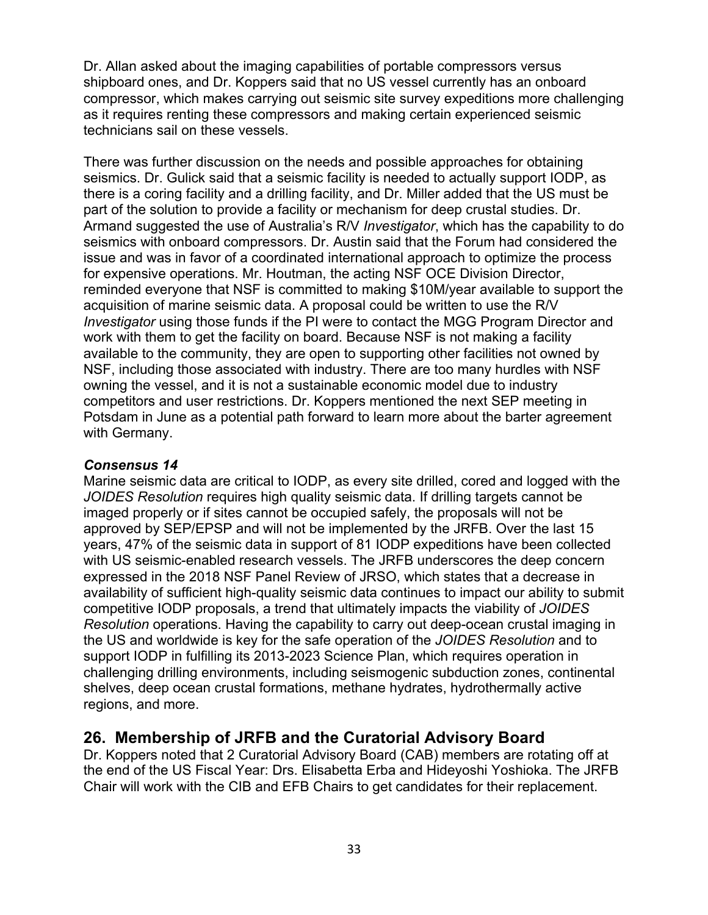Dr. Allan asked about the imaging capabilities of portable compressors versus shipboard ones, and Dr. Koppers said that no US vessel currently has an onboard compressor, which makes carrying out seismic site survey expeditions more challenging as it requires renting these compressors and making certain experienced seismic technicians sail on these vessels.

There was further discussion on the needs and possible approaches for obtaining seismics. Dr. Gulick said that a seismic facility is needed to actually support IODP, as there is a coring facility and a drilling facility, and Dr. Miller added that the US must be part of the solution to provide a facility or mechanism for deep crustal studies. Dr. Armand suggested the use of Australia's R/V *Investigator*, which has the capability to do seismics with onboard compressors. Dr. Austin said that the Forum had considered the issue and was in favor of a coordinated international approach to optimize the process for expensive operations. Mr. Houtman, the acting NSF OCE Division Director, reminded everyone that NSF is committed to making $10M/year available to support the acquisition of marine seismic data. A proposal could be written to use the R/V *Investigator* using those funds if the PI were to contact the MGG Program Director and work with them to get the facility on board. Because NSF is not making a facility available to the community, they are open to supporting other facilities not owned by NSF, including those associated with industry. There are too many hurdles with NSF owning the vessel, and it is not a sustainable economic model due to industry competitors and user restrictions. Dr. Koppers mentioned the next SEP meeting in Potsdam in June as a potential path forward to learn more about the barter agreement with Germany.

***Consensus 14***

Marine seismic data are critical to IODP, as every site drilled, cored and logged with the *JOIDES Resolution* requires high quality seismic data. If drilling targets cannot be imaged properly or if sites cannot be occupied safely, the proposals will not be approved by SEP/EPSP and will not be implemented by the JRFB. Over the last 15 years, 47% of the seismic data in support of 81 IODP expeditions have been collected with US seismic-enabled research vessels. The JRFB underscores the deep concern expressed in the 2018 NSF Panel Review of JRSO, which states that a decrease in availability of sufficient high-quality seismic data continues to impact our ability to submit competitive IODP proposals, a trend that ultimately impacts the viability of *JOIDES Resolution* operations. Having the capability to carry out deep-ocean crustal imaging in the US and worldwide is key for the safe operation of the *JOIDES Resolution* and to support IODP in fulfilling its 2013-2023 Science Plan, which requires operation in challenging drilling environments, including seismogenic subduction zones, continental shelves, deep ocean crustal formations, methane hydrates, hydrothermally active regions, and more.

## 26. Membership of JRFB and the Curatorial Advisory Board

Dr. Koppers noted that 2 Curatorial Advisory Board (CAB) members are rotating off at the end of the US Fiscal Year: Drs. Elisabetta Erba and Hideyoshi Yoshioka. The JRFB Chair will work with the CIB and EFB Chairs to get candidates for their replacement.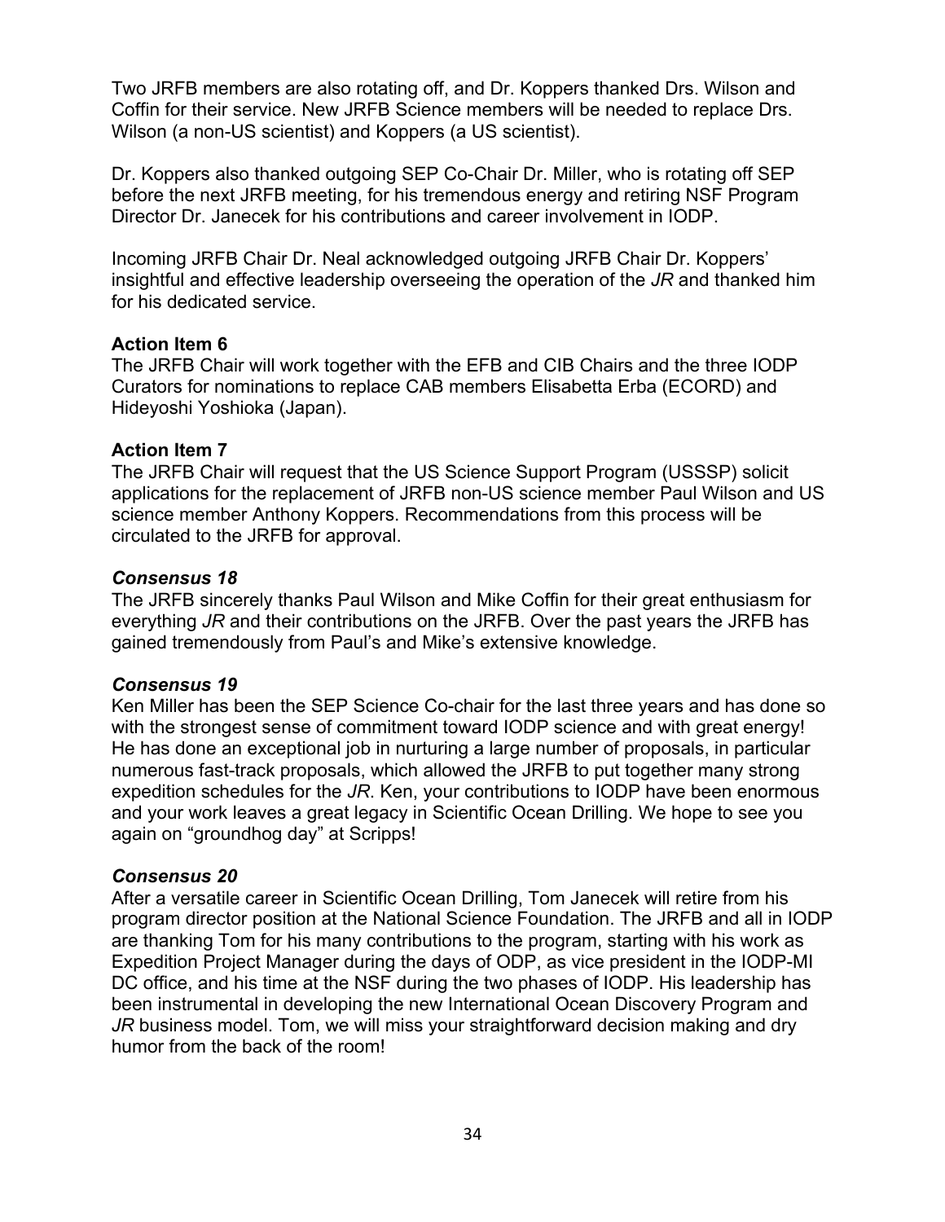Two JRFB members are also rotating off, and Dr. Koppers thanked Drs. Wilson and Coffin for their service. New JRFB Science members will be needed to replace Drs. Wilson (a non-US scientist) and Koppers (a US scientist).

Dr. Koppers also thanked outgoing SEP Co-Chair Dr. Miller, who is rotating off SEP before the next JRFB meeting, for his tremendous energy and retiring NSF Program Director Dr. Janecek for his contributions and career involvement in IODP.

Incoming JRFB Chair Dr. Neal acknowledged outgoing JRFB Chair Dr. Koppers' insightful and effective leadership overseeing the operation of the *JR* and thanked him for his dedicated service.

**Action Item 6**
The JRFB Chair will work together with the EFB and CIB Chairs and the three IODP Curators for nominations to replace CAB members Elisabetta Erba (ECORD) and Hideyoshi Yoshioka (Japan).

**Action Item 7**
The JRFB Chair will request that the US Science Support Program (USSSP) solicit applications for the replacement of JRFB non-US science member Paul Wilson and US science member Anthony Koppers. Recommendations from this process will be circulated to the JRFB for approval.

***Consensus 18***
The JRFB sincerely thanks Paul Wilson and Mike Coffin for their great enthusiasm for everything *JR* and their contributions on the JRFB. Over the past years the JRFB has gained tremendously from Paul's and Mike's extensive knowledge.

***Consensus 19***
Ken Miller has been the SEP Science Co-chair for the last three years and has done so with the strongest sense of commitment toward IODP science and with great energy! He has done an exceptional job in nurturing a large number of proposals, in particular numerous fast-track proposals, which allowed the JRFB to put together many strong expedition schedules for the *JR*. Ken, your contributions to IODP have been enormous and your work leaves a great legacy in Scientific Ocean Drilling. We hope to see you again on "groundhog day" at Scripps!

***Consensus 20***
After a versatile career in Scientific Ocean Drilling, Tom Janecek will retire from his program director position at the National Science Foundation. The JRFB and all in IODP are thanking Tom for his many contributions to the program, starting with his work as Expedition Project Manager during the days of ODP, as vice president in the IODP-MI DC office, and his time at the NSF during the two phases of IODP. His leadership has been instrumental in developing the new International Ocean Discovery Program and *JR* business model. Tom, we will miss your straightforward decision making and dry humor from the back of the room!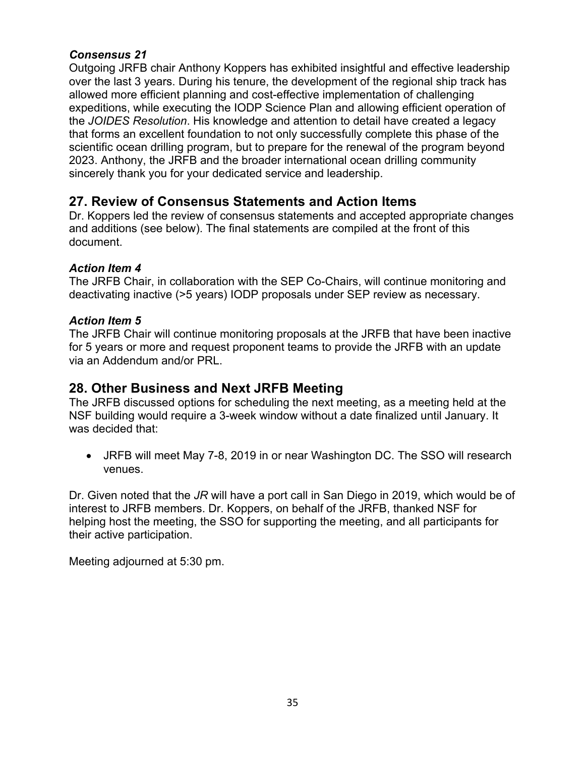***Consensus 21***

Outgoing JRFB chair Anthony Koppers has exhibited insightful and effective leadership over the last 3 years. During his tenure, the development of the regional ship track has allowed more efficient planning and cost-effective implementation of challenging expeditions, while executing the IODP Science Plan and allowing efficient operation of the *JOIDES Resolution*. His knowledge and attention to detail have created a legacy that forms an excellent foundation to not only successfully complete this phase of the scientific ocean drilling program, but to prepare for the renewal of the program beyond 2023. Anthony, the JRFB and the broader international ocean drilling community sincerely thank you for your dedicated service and leadership.

## 27. Review of Consensus Statements and Action Items

Dr. Koppers led the review of consensus statements and accepted appropriate changes and additions (see below). The final statements are compiled at the front of this document.

***Action Item 4***

The JRFB Chair, in collaboration with the SEP Co-Chairs, will continue monitoring and deactivating inactive (>5 years) IODP proposals under SEP review as necessary.

***Action Item 5***

The JRFB Chair will continue monitoring proposals at the JRFB that have been inactive for 5 years or more and request proponent teams to provide the JRFB with an update via an Addendum and/or PRL.

## 28. Other Business and Next JRFB Meeting

The JRFB discussed options for scheduling the next meeting, as a meeting held at the NSF building would require a 3-week window without a date finalized until January. It was decided that:

- JRFB will meet May 7-8, 2019 in or near Washington DC. The SSO will research venues.

Dr. Given noted that the *JR* will have a port call in San Diego in 2019, which would be of interest to JRFB members. Dr. Koppers, on behalf of the JRFB, thanked NSF for helping host the meeting, the SSO for supporting the meeting, and all participants for their active participation.

Meeting adjourned at 5:30 pm.